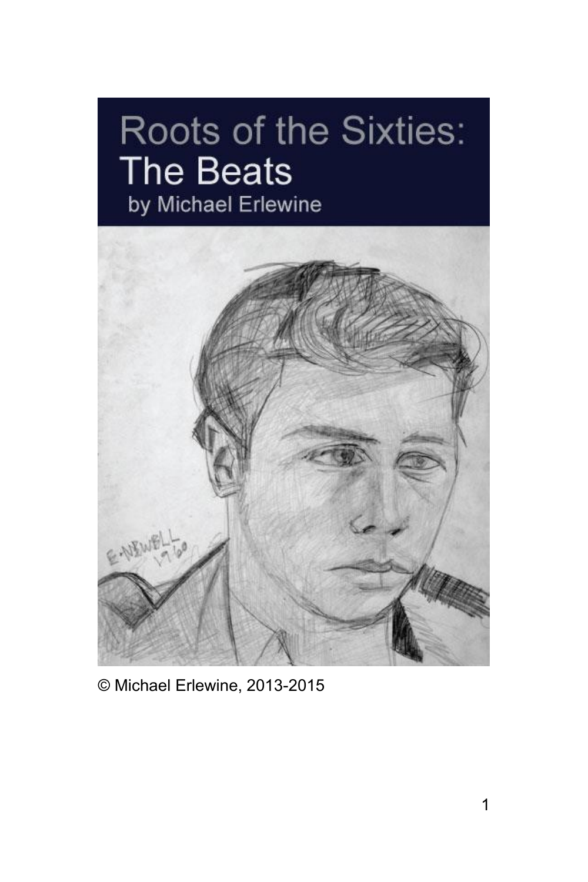# Roots of the Sixties: The Beats

by Michael Erlewine

© Michael Erlewine, 2013-2015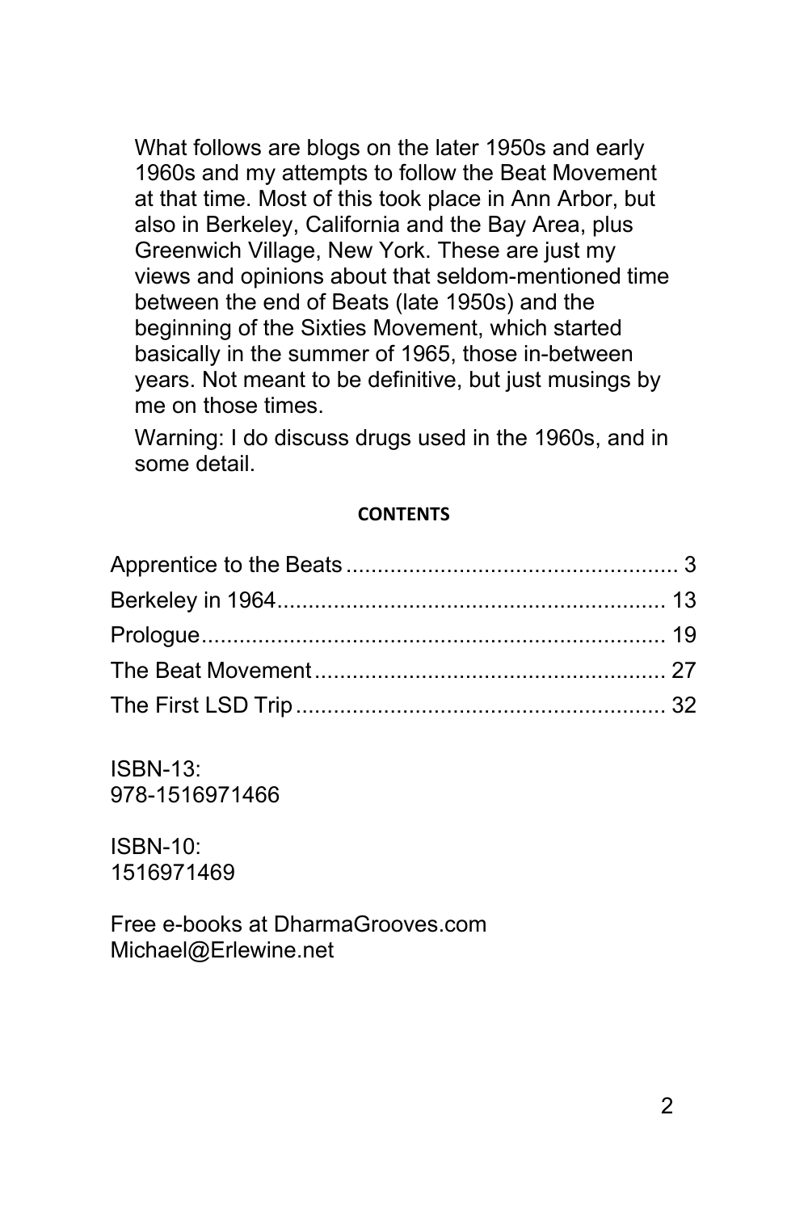What follows are blogs on the later 1950s and early 1960s and my attempts to follow the Beat Movement at that time. Most of this took place in Ann Arbor, but also in Berkeley, California and the Bay Area, plus Greenwich Village, New York. These are just my views and opinions about that seldom-mentioned time between the end of Beats (late 1950s) and the beginning of the Sixties Movement, which started basically in the summer of 1965, those in-between years. Not meant to be definitive, but just musings by me on those times.

Warning: I do discuss drugs used in the 1960s, and in some detail.

**CONTENTS**

Apprentice to the Beats ..................................................... 3
Berkeley in 1964.............................................................. 13
Prologue.......................................................................... 19
The Beat Movement ......................................................... 27
The First LSD Trip ........................................................... 32

ISBN-13:
978-1516971466

ISBN-10:
1516971469

Free e-books at DharmaGrooves.com
Michael@Erlewine.net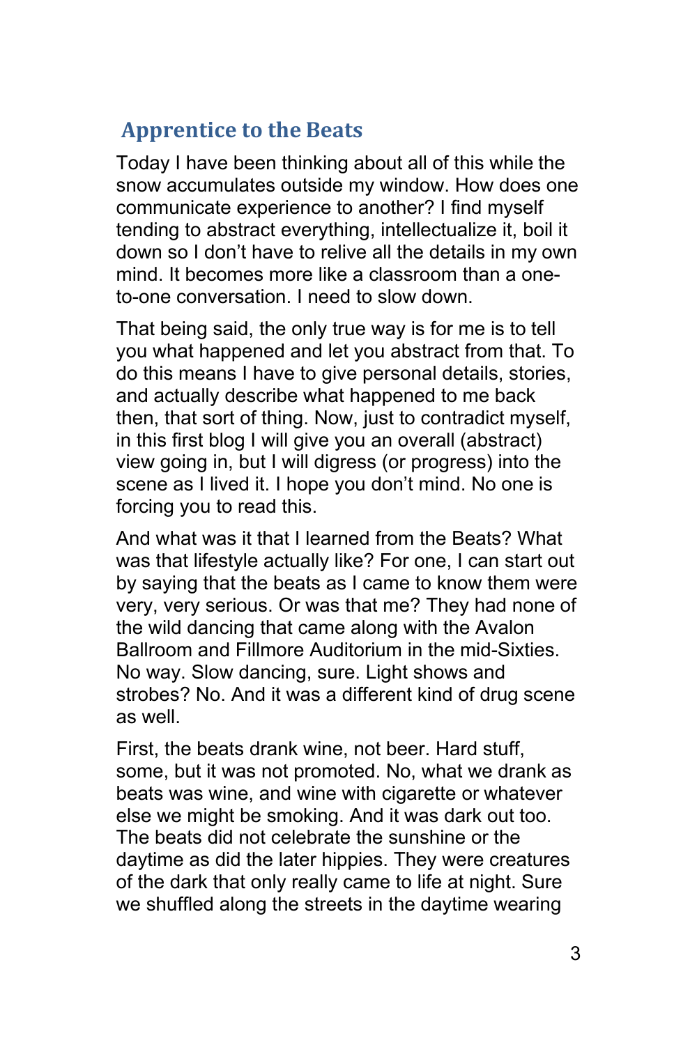## Apprentice to the Beats

Today I have been thinking about all of this while the snow accumulates outside my window. How does one communicate experience to another? I find myself tending to abstract everything, intellectualize it, boil it down so I don't have to relive all the details in my own mind. It becomes more like a classroom than a one-to-one conversation. I need to slow down.

That being said, the only true way is for me is to tell you what happened and let you abstract from that. To do this means I have to give personal details, stories, and actually describe what happened to me back then, that sort of thing. Now, just to contradict myself, in this first blog I will give you an overall (abstract) view going in, but I will digress (or progress) into the scene as I lived it. I hope you don't mind. No one is forcing you to read this.

And what was it that I learned from the Beats? What was that lifestyle actually like? For one, I can start out by saying that the beats as I came to know them were very, very serious. Or was that me? They had none of the wild dancing that came along with the Avalon Ballroom and Fillmore Auditorium in the mid-Sixties. No way. Slow dancing, sure. Light shows and strobes? No. And it was a different kind of drug scene as well.

First, the beats drank wine, not beer. Hard stuff, some, but it was not promoted. No, what we drank as beats was wine, and wine with cigarette or whatever else we might be smoking. And it was dark out too. The beats did not celebrate the sunshine or the daytime as did the later hippies. They were creatures of the dark that only really came to life at night. Sure we shuffled along the streets in the daytime wearing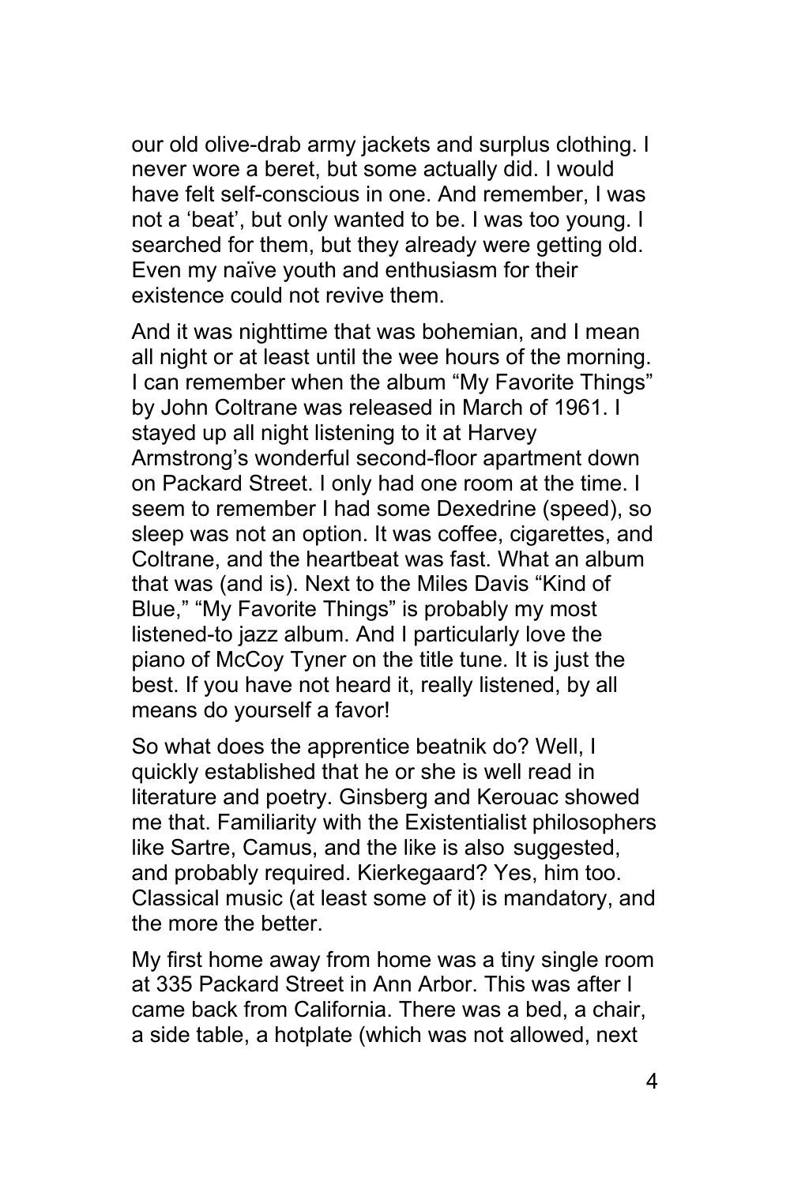our old olive-drab army jackets and surplus clothing. I never wore a beret, but some actually did. I would have felt self-conscious in one. And remember, I was not a 'beat', but only wanted to be. I was too young. I searched for them, but they already were getting old. Even my naïve youth and enthusiasm for their existence could not revive them.

And it was nighttime that was bohemian, and I mean all night or at least until the wee hours of the morning. I can remember when the album "My Favorite Things" by John Coltrane was released in March of 1961. I stayed up all night listening to it at Harvey Armstrong's wonderful second-floor apartment down on Packard Street. I only had one room at the time. I seem to remember I had some Dexedrine (speed), so sleep was not an option. It was coffee, cigarettes, and Coltrane, and the heartbeat was fast. What an album that was (and is). Next to the Miles Davis "Kind of Blue," "My Favorite Things" is probably my most listened-to jazz album. And I particularly love the piano of McCoy Tyner on the title tune. It is just the best. If you have not heard it, really listened, by all means do yourself a favor!

So what does the apprentice beatnik do? Well, I quickly established that he or she is well read in literature and poetry. Ginsberg and Kerouac showed me that. Familiarity with the Existentialist philosophers like Sartre, Camus, and the like is also suggested, and probably required. Kierkegaard? Yes, him too. Classical music (at least some of it) is mandatory, and the more the better.

My first home away from home was a tiny single room at 335 Packard Street in Ann Arbor. This was after I came back from California. There was a bed, a chair, a side table, a hotplate (which was not allowed, next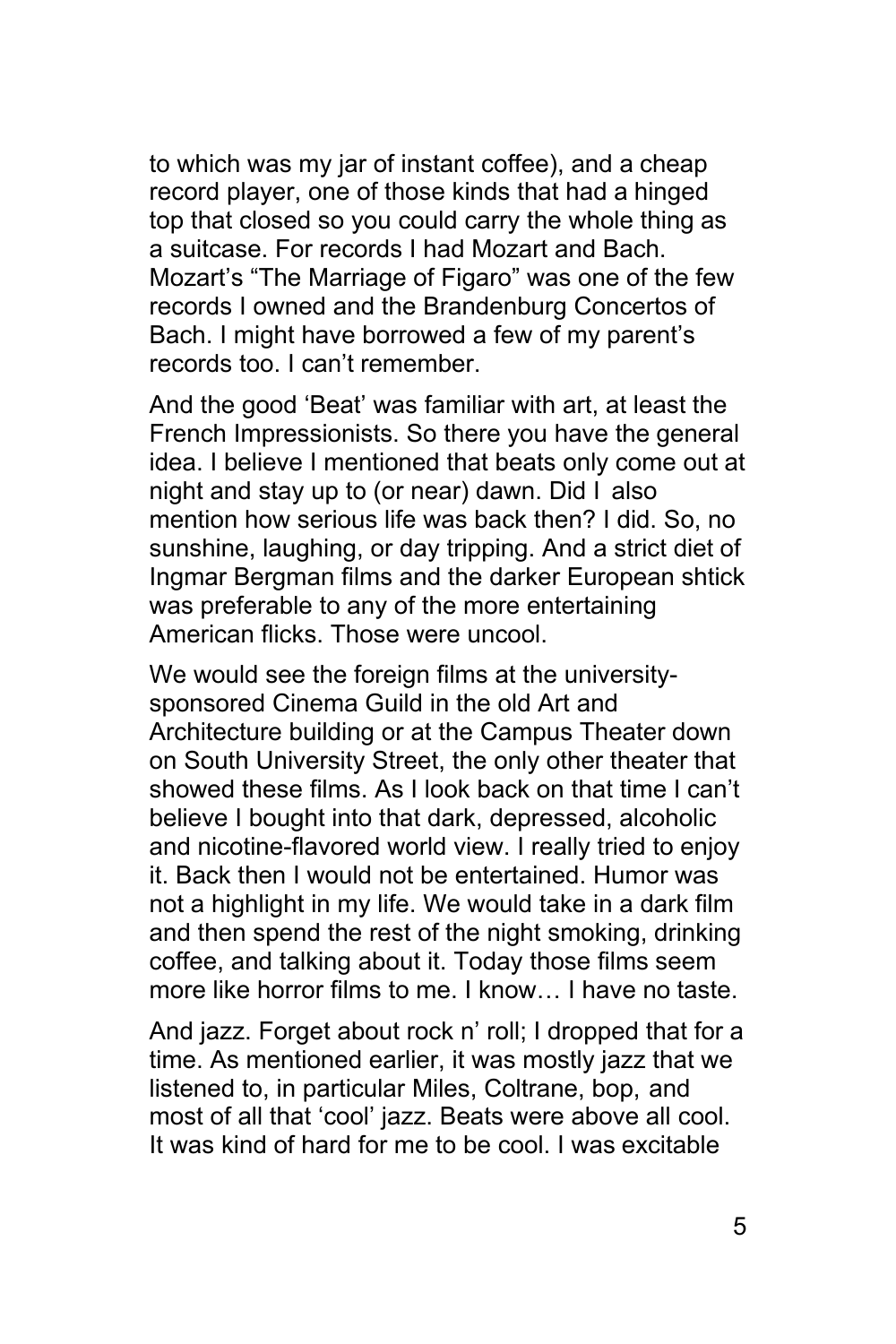to which was my jar of instant coffee), and a cheap record player, one of those kinds that had a hinged top that closed so you could carry the whole thing as a suitcase. For records I had Mozart and Bach. Mozart's "The Marriage of Figaro" was one of the few records I owned and the Brandenburg Concertos of Bach. I might have borrowed a few of my parent's records too. I can't remember.

And the good 'Beat' was familiar with art, at least the French Impressionists. So there you have the general idea. I believe I mentioned that beats only come out at night and stay up to (or near) dawn. Did I also mention how serious life was back then? I did. So, no sunshine, laughing, or day tripping. And a strict diet of Ingmar Bergman films and the darker European shtick was preferable to any of the more entertaining American flicks. Those were uncool.

We would see the foreign films at the university-sponsored Cinema Guild in the old Art and Architecture building or at the Campus Theater down on South University Street, the only other theater that showed these films. As I look back on that time I can't believe I bought into that dark, depressed, alcoholic and nicotine-flavored world view. I really tried to enjoy it. Back then I would not be entertained. Humor was not a highlight in my life. We would take in a dark film and then spend the rest of the night smoking, drinking coffee, and talking about it. Today those films seem more like horror films to me. I know… I have no taste.

And jazz. Forget about rock n' roll; I dropped that for a time. As mentioned earlier, it was mostly jazz that we listened to, in particular Miles, Coltrane, bop, and most of all that 'cool' jazz. Beats were above all cool. It was kind of hard for me to be cool. I was excitable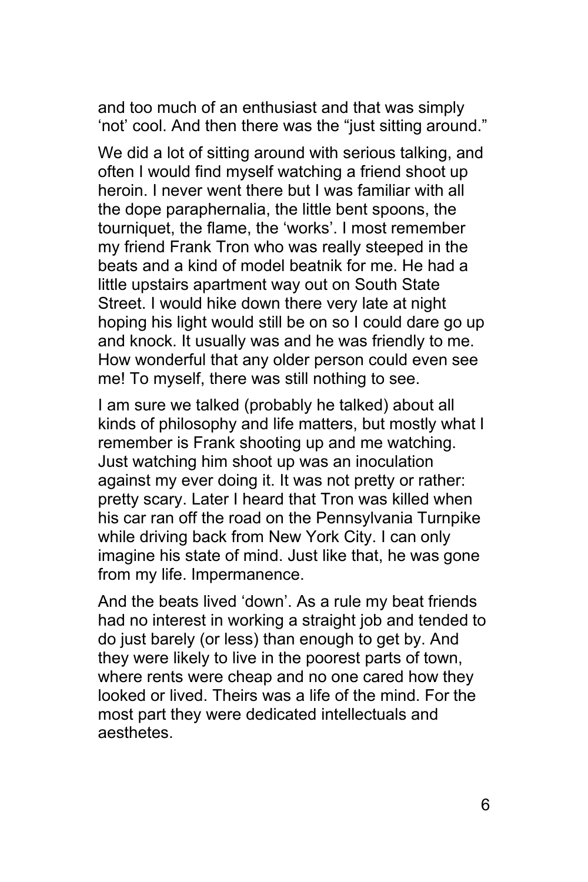and too much of an enthusiast and that was simply 'not' cool. And then there was the "just sitting around."

We did a lot of sitting around with serious talking, and often I would find myself watching a friend shoot up heroin. I never went there but I was familiar with all the dope paraphernalia, the little bent spoons, the tourniquet, the flame, the 'works'. I most remember my friend Frank Tron who was really steeped in the beats and a kind of model beatnik for me. He had a little upstairs apartment way out on South State Street. I would hike down there very late at night hoping his light would still be on so I could dare go up and knock. It usually was and he was friendly to me. How wonderful that any older person could even see me! To myself, there was still nothing to see.

I am sure we talked (probably he talked) about all kinds of philosophy and life matters, but mostly what I remember is Frank shooting up and me watching. Just watching him shoot up was an inoculation against my ever doing it. It was not pretty or rather: pretty scary. Later I heard that Tron was killed when his car ran off the road on the Pennsylvania Turnpike while driving back from New York City. I can only imagine his state of mind. Just like that, he was gone from my life. Impermanence.

And the beats lived 'down'. As a rule my beat friends had no interest in working a straight job and tended to do just barely (or less) than enough to get by. And they were likely to live in the poorest parts of town, where rents were cheap and no one cared how they looked or lived. Theirs was a life of the mind. For the most part they were dedicated intellectuals and aesthetes.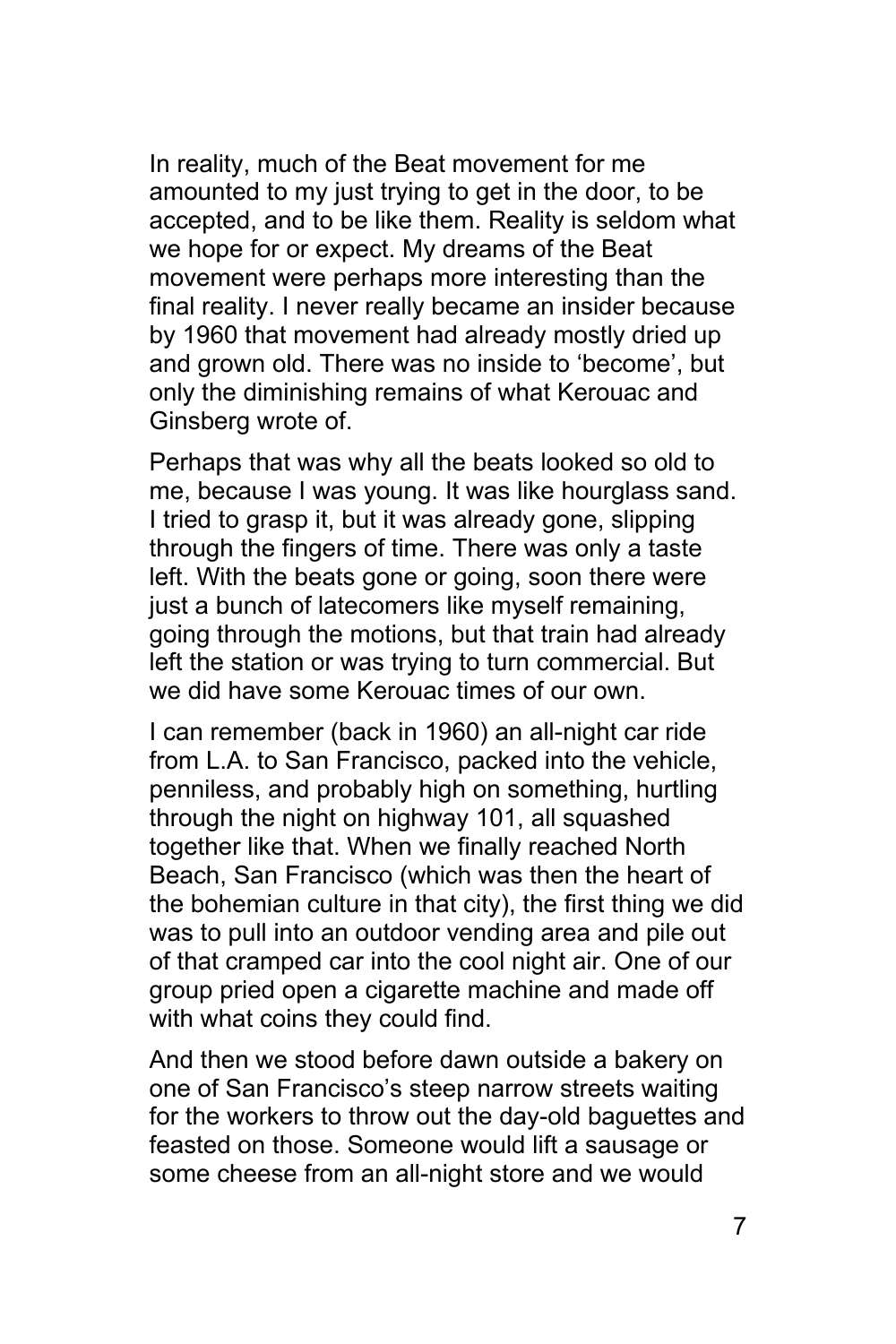In reality, much of the Beat movement for me amounted to my just trying to get in the door, to be accepted, and to be like them. Reality is seldom what we hope for or expect. My dreams of the Beat movement were perhaps more interesting than the final reality. I never really became an insider because by 1960 that movement had already mostly dried up and grown old. There was no inside to 'become', but only the diminishing remains of what Kerouac and Ginsberg wrote of.

Perhaps that was why all the beats looked so old to me, because I was young. It was like hourglass sand. I tried to grasp it, but it was already gone, slipping through the fingers of time. There was only a taste left. With the beats gone or going, soon there were just a bunch of latecomers like myself remaining, going through the motions, but that train had already left the station or was trying to turn commercial. But we did have some Kerouac times of our own.

I can remember (back in 1960) an all-night car ride from L.A. to San Francisco, packed into the vehicle, penniless, and probably high on something, hurtling through the night on highway 101, all squashed together like that. When we finally reached North Beach, San Francisco (which was then the heart of the bohemian culture in that city), the first thing we did was to pull into an outdoor vending area and pile out of that cramped car into the cool night air. One of our group pried open a cigarette machine and made off with what coins they could find.

And then we stood before dawn outside a bakery on one of San Francisco's steep narrow streets waiting for the workers to throw out the day-old baguettes and feasted on those. Someone would lift a sausage or some cheese from an all-night store and we would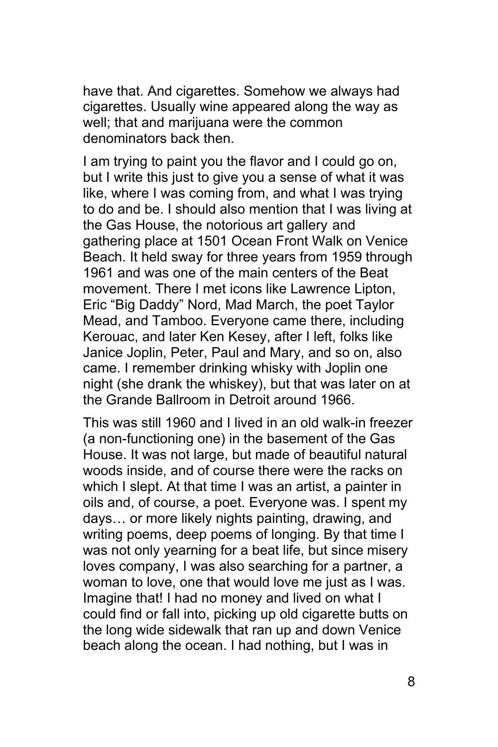have that. And cigarettes. Somehow we always had cigarettes. Usually wine appeared along the way as well; that and marijuana were the common denominators back then.

I am trying to paint you the flavor and I could go on, but I write this just to give you a sense of what it was like, where I was coming from, and what I was trying to do and be. I should also mention that I was living at the Gas House, the notorious art gallery and gathering place at 1501 Ocean Front Walk on Venice Beach. It held sway for three years from 1959 through 1961 and was one of the main centers of the Beat movement. There I met icons like Lawrence Lipton, Eric "Big Daddy" Nord, Mad March, the poet Taylor Mead, and Tamboo. Everyone came there, including Kerouac, and later Ken Kesey, after I left, folks like Janice Joplin, Peter, Paul and Mary, and so on, also came. I remember drinking whisky with Joplin one night (she drank the whiskey), but that was later on at the Grande Ballroom in Detroit around 1966.

This was still 1960 and I lived in an old walk-in freezer (a non-functioning one) in the basement of the Gas House. It was not large, but made of beautiful natural woods inside, and of course there were the racks on which I slept. At that time I was an artist, a painter in oils and, of course, a poet. Everyone was. I spent my days… or more likely nights painting, drawing, and writing poems, deep poems of longing. By that time I was not only yearning for a beat life, but since misery loves company, I was also searching for a partner, a woman to love, one that would love me just as I was. Imagine that! I had no money and lived on what I could find or fall into, picking up old cigarette butts on the long wide sidewalk that ran up and down Venice beach along the ocean. I had nothing, but I was in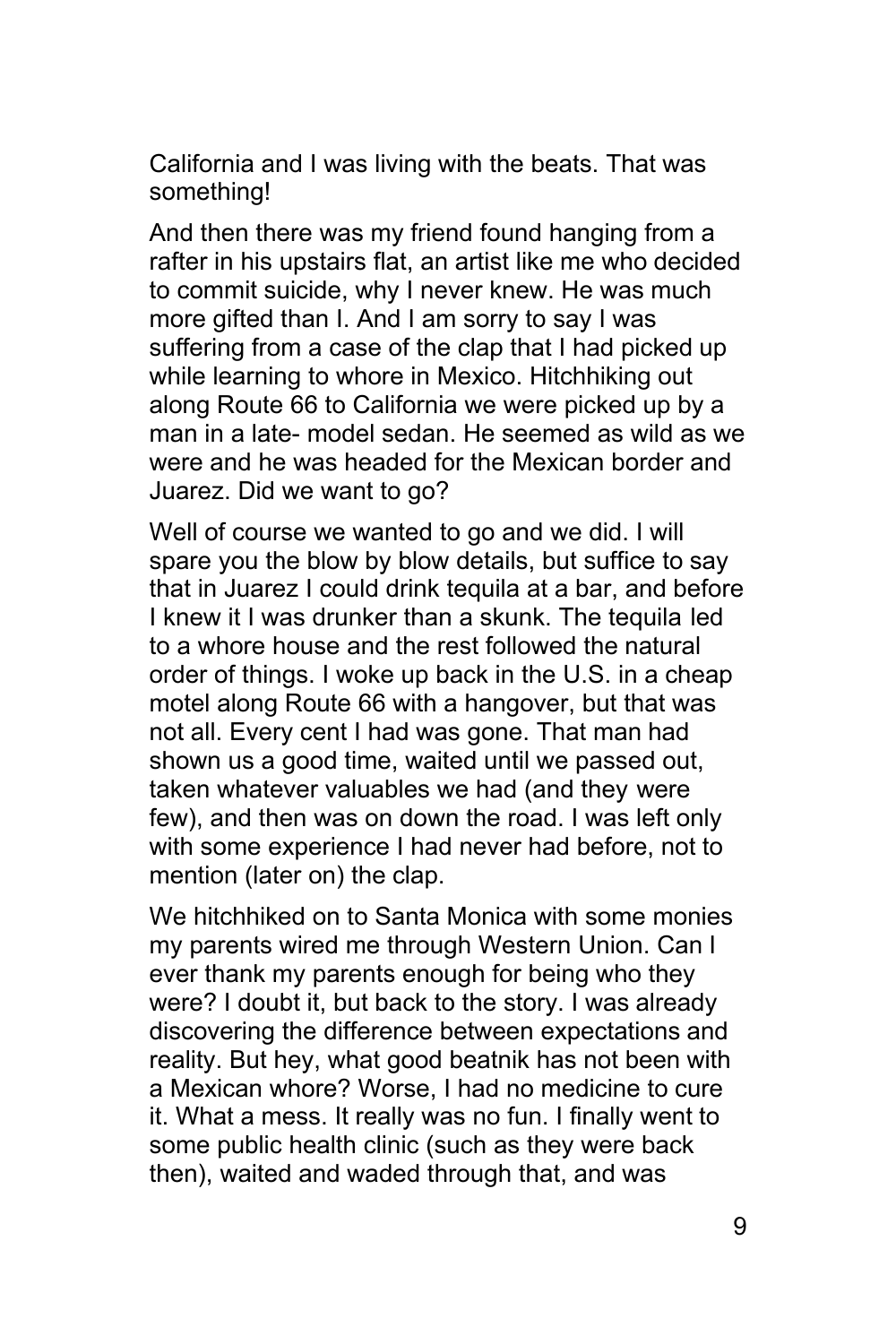California and I was living with the beats. That was something!

And then there was my friend found hanging from a rafter in his upstairs flat, an artist like me who decided to commit suicide, why I never knew. He was much more gifted than I. And I am sorry to say I was suffering from a case of the clap that I had picked up while learning to whore in Mexico. Hitchhiking out along Route 66 to California we were picked up by a man in a late- model sedan. He seemed as wild as we were and he was headed for the Mexican border and Juarez. Did we want to go?

Well of course we wanted to go and we did. I will spare you the blow by blow details, but suffice to say that in Juarez I could drink tequila at a bar, and before I knew it I was drunker than a skunk. The tequila led to a whore house and the rest followed the natural order of things. I woke up back in the U.S. in a cheap motel along Route 66 with a hangover, but that was not all. Every cent I had was gone. That man had shown us a good time, waited until we passed out, taken whatever valuables we had (and they were few), and then was on down the road. I was left only with some experience I had never had before, not to mention (later on) the clap.

We hitchhiked on to Santa Monica with some monies my parents wired me through Western Union. Can I ever thank my parents enough for being who they were? I doubt it, but back to the story. I was already discovering the difference between expectations and reality. But hey, what good beatnik has not been with a Mexican whore? Worse, I had no medicine to cure it. What a mess. It really was no fun. I finally went to some public health clinic (such as they were back then), waited and waded through that, and was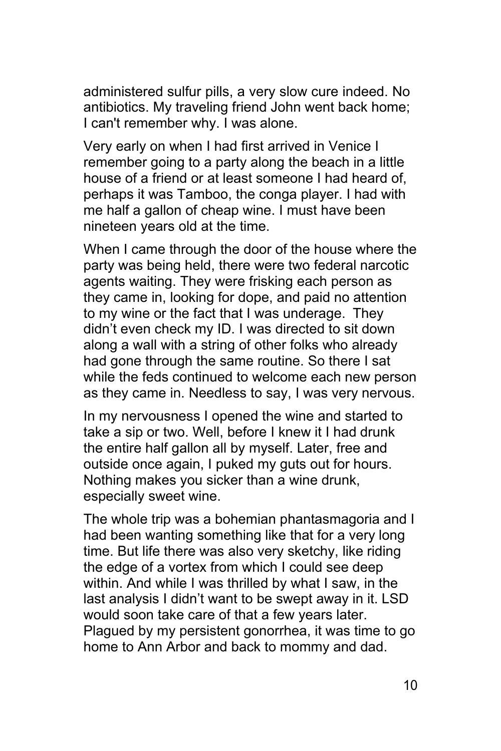administered sulfur pills, a very slow cure indeed. No antibiotics. My traveling friend John went back home; I can't remember why. I was alone.

Very early on when I had first arrived in Venice I remember going to a party along the beach in a little house of a friend or at least someone I had heard of, perhaps it was Tamboo, the conga player. I had with me half a gallon of cheap wine. I must have been nineteen years old at the time.

When I came through the door of the house where the party was being held, there were two federal narcotic agents waiting. They were frisking each person as they came in, looking for dope, and paid no attention to my wine or the fact that I was underage. They didn't even check my ID. I was directed to sit down along a wall with a string of other folks who already had gone through the same routine. So there I sat while the feds continued to welcome each new person as they came in. Needless to say, I was very nervous.

In my nervousness I opened the wine and started to take a sip or two. Well, before I knew it I had drunk the entire half gallon all by myself. Later, free and outside once again, I puked my guts out for hours. Nothing makes you sicker than a wine drunk, especially sweet wine.

The whole trip was a bohemian phantasmagoria and I had been wanting something like that for a very long time. But life there was also very sketchy, like riding the edge of a vortex from which I could see deep within. And while I was thrilled by what I saw, in the last analysis I didn't want to be swept away in it. LSD would soon take care of that a few years later. Plagued by my persistent gonorrhea, it was time to go home to Ann Arbor and back to mommy and dad.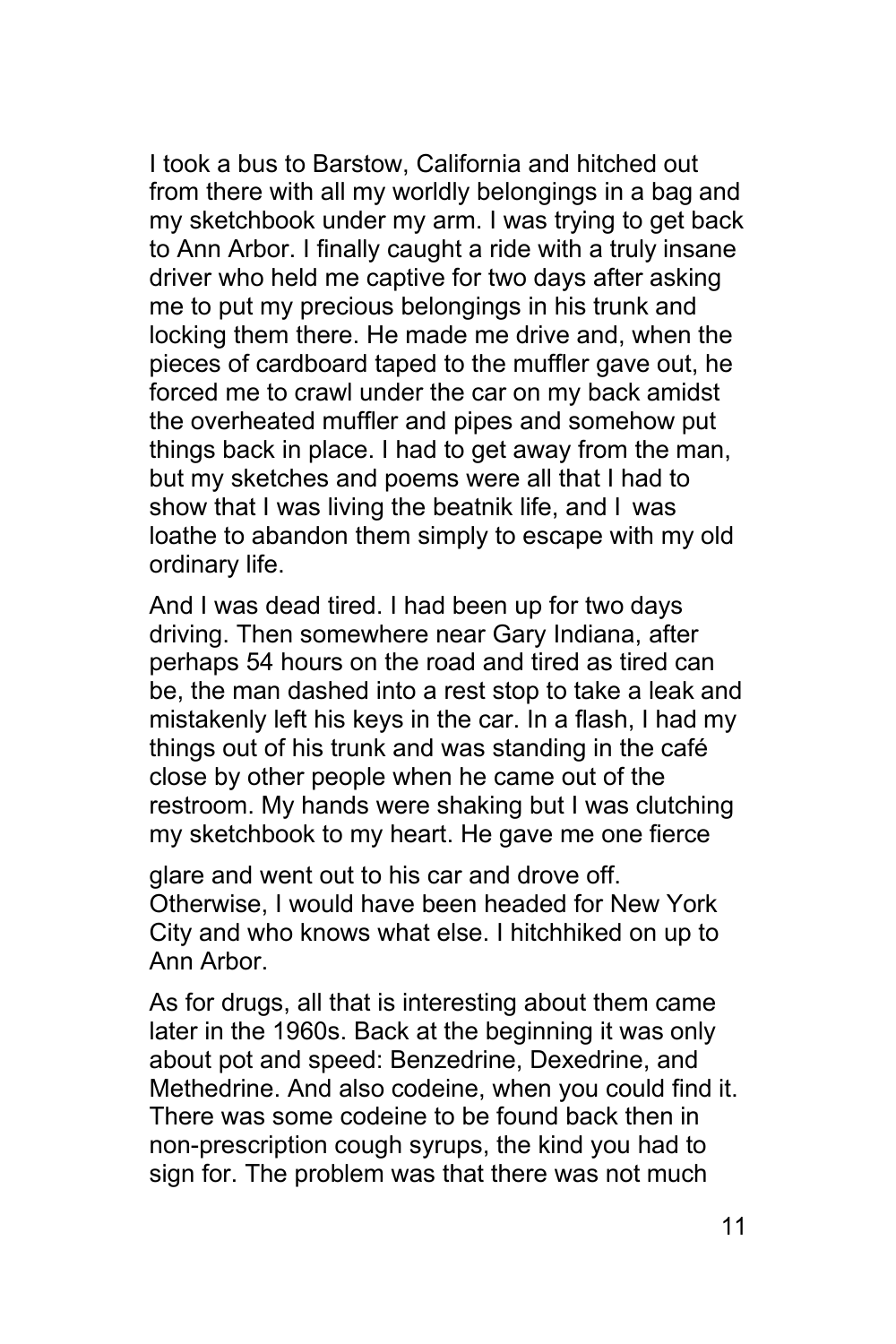I took a bus to Barstow, California and hitched out from there with all my worldly belongings in a bag and my sketchbook under my arm. I was trying to get back to Ann Arbor. I finally caught a ride with a truly insane driver who held me captive for two days after asking me to put my precious belongings in his trunk and locking them there. He made me drive and, when the pieces of cardboard taped to the muffler gave out, he forced me to crawl under the car on my back amidst the overheated muffler and pipes and somehow put things back in place. I had to get away from the man, but my sketches and poems were all that I had to show that I was living the beatnik life, and I was loathe to abandon them simply to escape with my old ordinary life.

And I was dead tired. I had been up for two days driving. Then somewhere near Gary Indiana, after perhaps 54 hours on the road and tired as tired can be, the man dashed into a rest stop to take a leak and mistakenly left his keys in the car. In a flash, I had my things out of his trunk and was standing in the café close by other people when he came out of the restroom. My hands were shaking but I was clutching my sketchbook to my heart. He gave me one fierce glare and went out to his car and drove off. Otherwise, I would have been headed for New York City and who knows what else. I hitchhiked on up to Ann Arbor.

As for drugs, all that is interesting about them came later in the 1960s. Back at the beginning it was only about pot and speed: Benzedrine, Dexedrine, and Methedrine. And also codeine, when you could find it. There was some codeine to be found back then in non-prescription cough syrups, the kind you had to sign for. The problem was that there was not much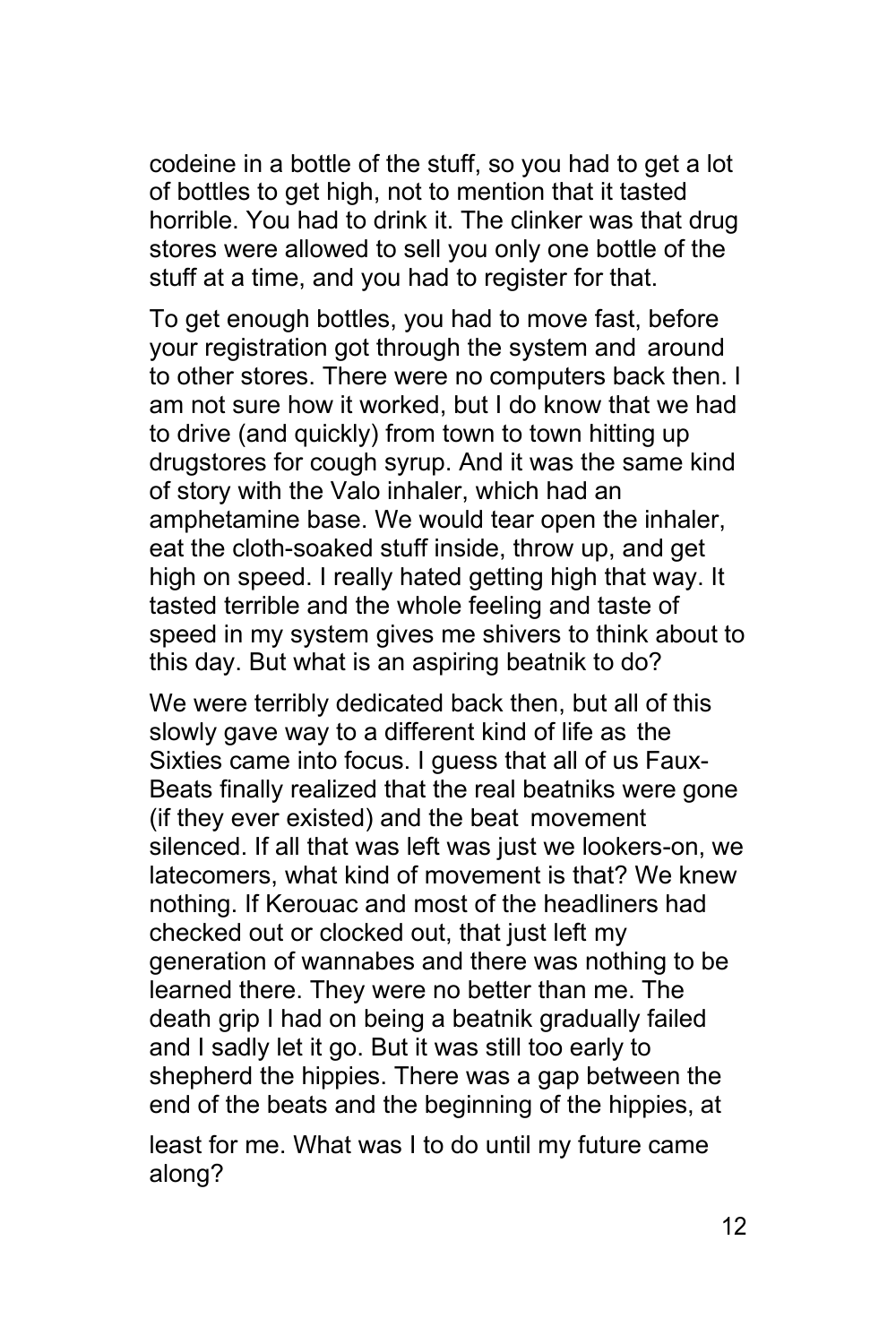codeine in a bottle of the stuff, so you had to get a lot of bottles to get high, not to mention that it tasted horrible. You had to drink it. The clinker was that drug stores were allowed to sell you only one bottle of the stuff at a time, and you had to register for that.

To get enough bottles, you had to move fast, before your registration got through the system and around to other stores. There were no computers back then. I am not sure how it worked, but I do know that we had to drive (and quickly) from town to town hitting up drugstores for cough syrup. And it was the same kind of story with the Valo inhaler, which had an amphetamine base. We would tear open the inhaler, eat the cloth-soaked stuff inside, throw up, and get high on speed. I really hated getting high that way. It tasted terrible and the whole feeling and taste of speed in my system gives me shivers to think about to this day. But what is an aspiring beatnik to do?

We were terribly dedicated back then, but all of this slowly gave way to a different kind of life as the Sixties came into focus. I guess that all of us Faux-Beats finally realized that the real beatniks were gone (if they ever existed) and the beat movement silenced. If all that was left was just we lookers-on, we latecomers, what kind of movement is that? We knew nothing. If Kerouac and most of the headliners had checked out or clocked out, that just left my generation of wannabes and there was nothing to be learned there. They were no better than me. The death grip I had on being a beatnik gradually failed and I sadly let it go. But it was still too early to shepherd the hippies. There was a gap between the end of the beats and the beginning of the hippies, at least for me. What was I to do until my future came along?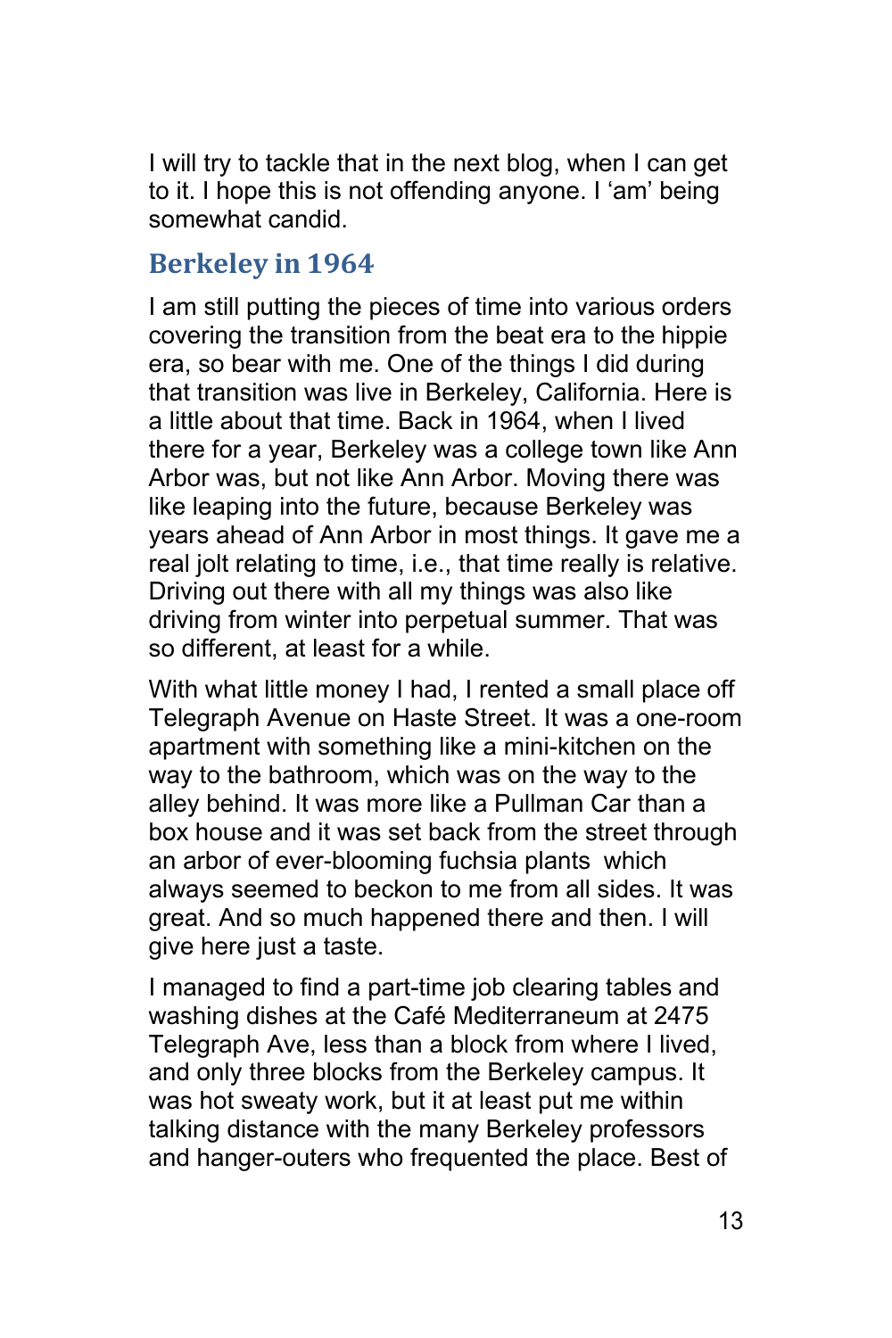I will try to tackle that in the next blog, when I can get to it. I hope this is not offending anyone. I 'am' being somewhat candid.

## Berkeley in 1964

I am still putting the pieces of time into various orders covering the transition from the beat era to the hippie era, so bear with me. One of the things I did during that transition was live in Berkeley, California. Here is a little about that time. Back in 1964, when I lived there for a year, Berkeley was a college town like Ann Arbor was, but not like Ann Arbor. Moving there was like leaping into the future, because Berkeley was years ahead of Ann Arbor in most things. It gave me a real jolt relating to time, i.e., that time really is relative. Driving out there with all my things was also like driving from winter into perpetual summer. That was so different, at least for a while.

With what little money I had, I rented a small place off Telegraph Avenue on Haste Street. It was a one-room apartment with something like a mini-kitchen on the way to the bathroom, which was on the way to the alley behind. It was more like a Pullman Car than a box house and it was set back from the street through an arbor of ever-blooming fuchsia plants which always seemed to beckon to me from all sides. It was great. And so much happened there and then. I will give here just a taste.

I managed to find a part-time job clearing tables and washing dishes at the Café Mediterraneum at 2475 Telegraph Ave, less than a block from where I lived, and only three blocks from the Berkeley campus. It was hot sweaty work, but it at least put me within talking distance with the many Berkeley professors and hanger-outers who frequented the place. Best of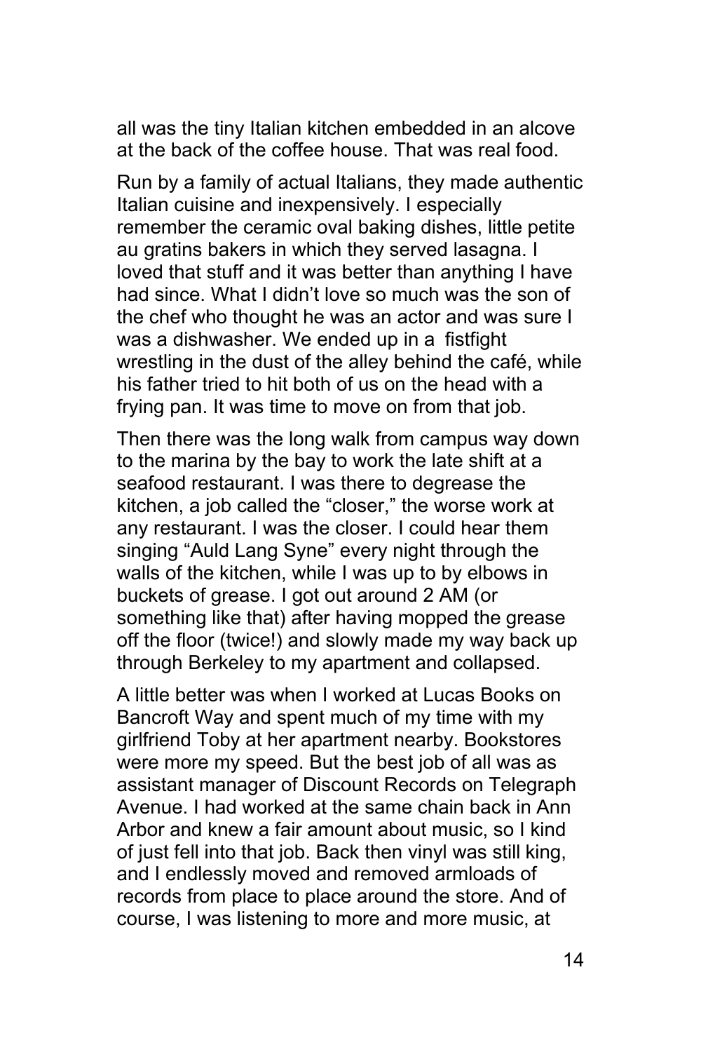all was the tiny Italian kitchen embedded in an alcove at the back of the coffee house. That was real food.

Run by a family of actual Italians, they made authentic Italian cuisine and inexpensively. I especially remember the ceramic oval baking dishes, little petite au gratins bakers in which they served lasagna. I loved that stuff and it was better than anything I have had since. What I didn't love so much was the son of the chef who thought he was an actor and was sure I was a dishwasher. We ended up in a fistfight wrestling in the dust of the alley behind the café, while his father tried to hit both of us on the head with a frying pan. It was time to move on from that job.

Then there was the long walk from campus way down to the marina by the bay to work the late shift at a seafood restaurant. I was there to degrease the kitchen, a job called the "closer," the worse work at any restaurant. I was the closer. I could hear them singing "Auld Lang Syne" every night through the walls of the kitchen, while I was up to by elbows in buckets of grease. I got out around 2 AM (or something like that) after having mopped the grease off the floor (twice!) and slowly made my way back up through Berkeley to my apartment and collapsed.

A little better was when I worked at Lucas Books on Bancroft Way and spent much of my time with my girlfriend Toby at her apartment nearby. Bookstores were more my speed. But the best job of all was as assistant manager of Discount Records on Telegraph Avenue. I had worked at the same chain back in Ann Arbor and knew a fair amount about music, so I kind of just fell into that job. Back then vinyl was still king, and I endlessly moved and removed armloads of records from place to place around the store. And of course, I was listening to more and more music, at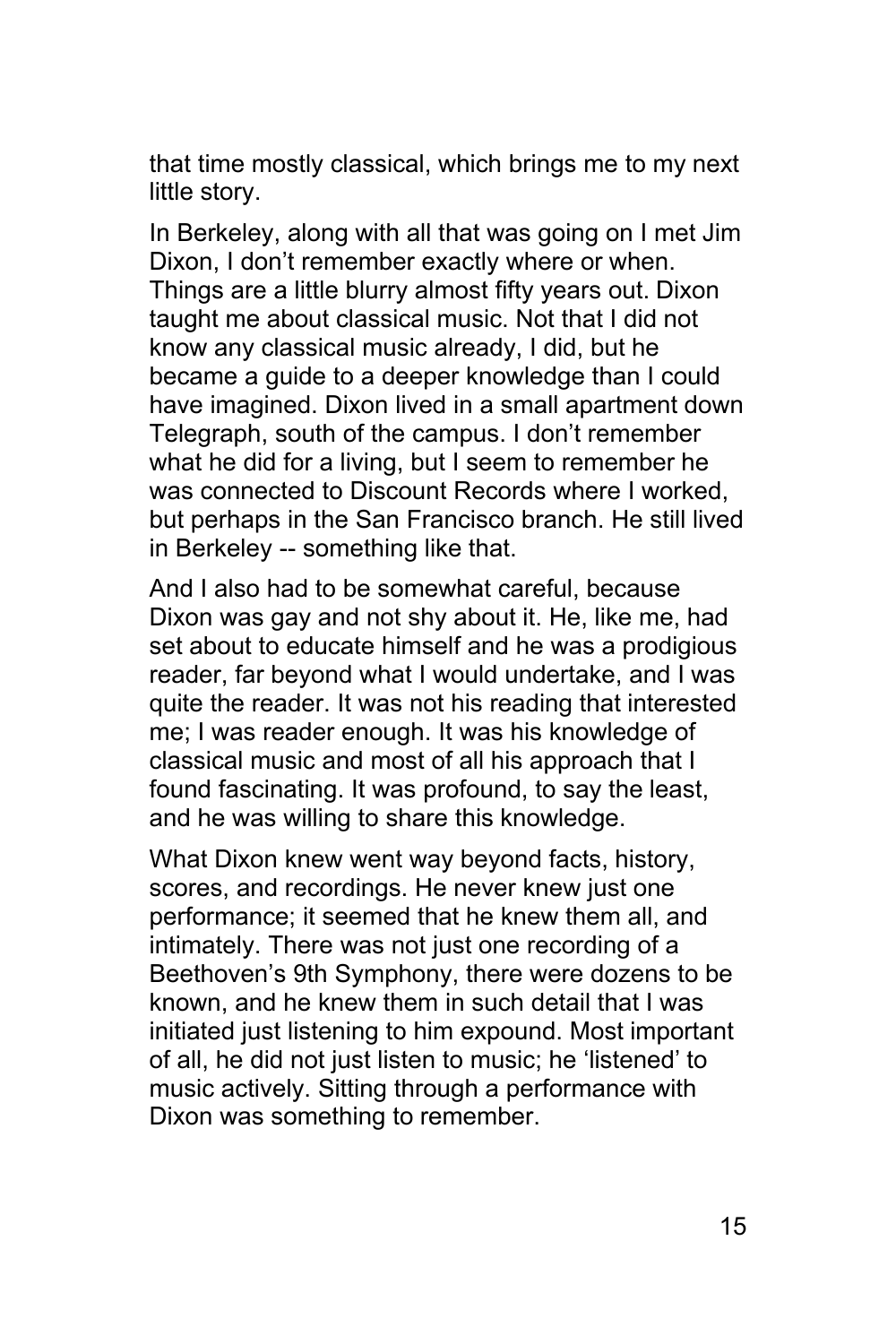that time mostly classical, which brings me to my next little story.

In Berkeley, along with all that was going on I met Jim Dixon, I don't remember exactly where or when. Things are a little blurry almost fifty years out. Dixon taught me about classical music. Not that I did not know any classical music already, I did, but he became a guide to a deeper knowledge than I could have imagined. Dixon lived in a small apartment down Telegraph, south of the campus. I don't remember what he did for a living, but I seem to remember he was connected to Discount Records where I worked, but perhaps in the San Francisco branch. He still lived in Berkeley -- something like that.

And I also had to be somewhat careful, because Dixon was gay and not shy about it. He, like me, had set about to educate himself and he was a prodigious reader, far beyond what I would undertake, and I was quite the reader. It was not his reading that interested me; I was reader enough. It was his knowledge of classical music and most of all his approach that I found fascinating. It was profound, to say the least, and he was willing to share this knowledge.

What Dixon knew went way beyond facts, history, scores, and recordings. He never knew just one performance; it seemed that he knew them all, and intimately. There was not just one recording of a Beethoven's 9th Symphony, there were dozens to be known, and he knew them in such detail that I was initiated just listening to him expound. Most important of all, he did not just listen to music; he 'listened' to music actively. Sitting through a performance with Dixon was something to remember.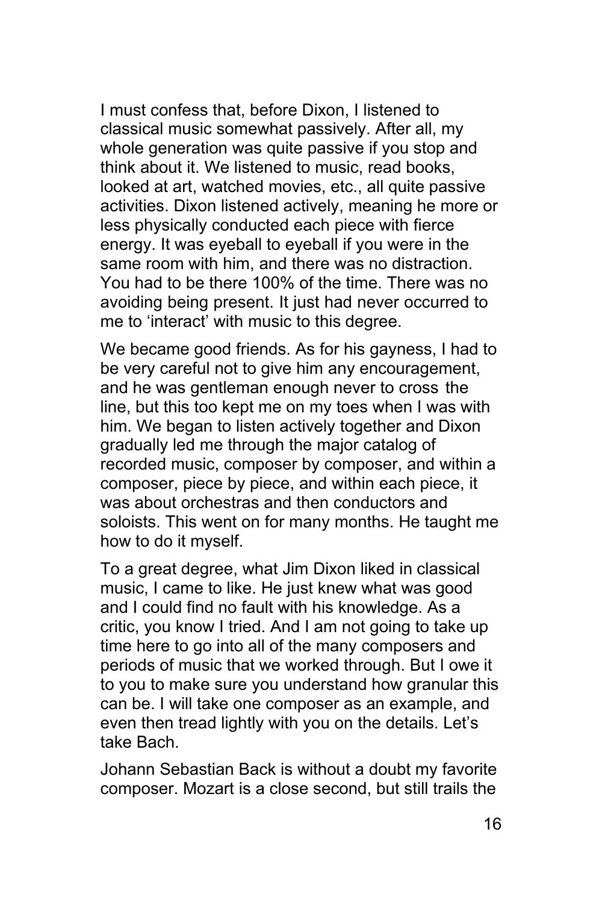I must confess that, before Dixon, I listened to classical music somewhat passively. After all, my whole generation was quite passive if you stop and think about it. We listened to music, read books, looked at art, watched movies, etc., all quite passive activities. Dixon listened actively, meaning he more or less physically conducted each piece with fierce energy. It was eyeball to eyeball if you were in the same room with him, and there was no distraction. You had to be there 100% of the time. There was no avoiding being present. It just had never occurred to me to 'interact' with music to this degree.

We became good friends. As for his gayness, I had to be very careful not to give him any encouragement, and he was gentleman enough never to cross the line, but this too kept me on my toes when I was with him. We began to listen actively together and Dixon gradually led me through the major catalog of recorded music, composer by composer, and within a composer, piece by piece, and within each piece, it was about orchestras and then conductors and soloists. This went on for many months. He taught me how to do it myself.

To a great degree, what Jim Dixon liked in classical music, I came to like. He just knew what was good and I could find no fault with his knowledge. As a critic, you know I tried. And I am not going to take up time here to go into all of the many composers and periods of music that we worked through. But I owe it to you to make sure you understand how granular this can be. I will take one composer as an example, and even then tread lightly with you on the details. Let's take Bach.

Johann Sebastian Back is without a doubt my favorite composer. Mozart is a close second, but still trails the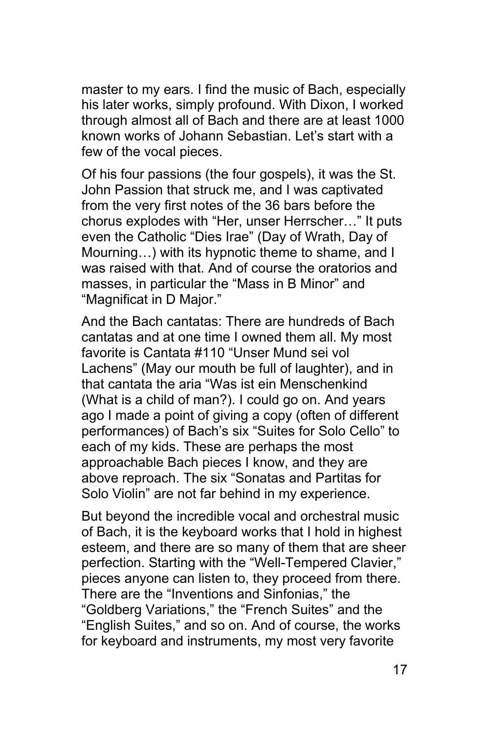master to my ears. I find the music of Bach, especially his later works, simply profound. With Dixon, I worked through almost all of Bach and there are at least 1000 known works of Johann Sebastian. Let's start with a few of the vocal pieces.

Of his four passions (the four gospels), it was the St. John Passion that struck me, and I was captivated from the very first notes of the 36 bars before the chorus explodes with "Her, unser Herrscher…" It puts even the Catholic "Dies Irae" (Day of Wrath, Day of Mourning…) with its hypnotic theme to shame, and I was raised with that. And of course the oratorios and masses, in particular the "Mass in B Minor" and "Magnificat in D Major."

And the Bach cantatas: There are hundreds of Bach cantatas and at one time I owned them all. My most favorite is Cantata #110 "Unser Mund sei vol Lachens" (May our mouth be full of laughter), and in that cantata the aria "Was ist ein Menschenkind (What is a child of man?). I could go on. And years ago I made a point of giving a copy (often of different performances) of Bach's six "Suites for Solo Cello" to each of my kids. These are perhaps the most approachable Bach pieces I know, and they are above reproach. The six "Sonatas and Partitas for Solo Violin" are not far behind in my experience.

But beyond the incredible vocal and orchestral music of Bach, it is the keyboard works that I hold in highest esteem, and there are so many of them that are sheer perfection. Starting with the "Well-Tempered Clavier," pieces anyone can listen to, they proceed from there. There are the "Inventions and Sinfonias," the "Goldberg Variations," the "French Suites" and the "English Suites," and so on. And of course, the works for keyboard and instruments, my most very favorite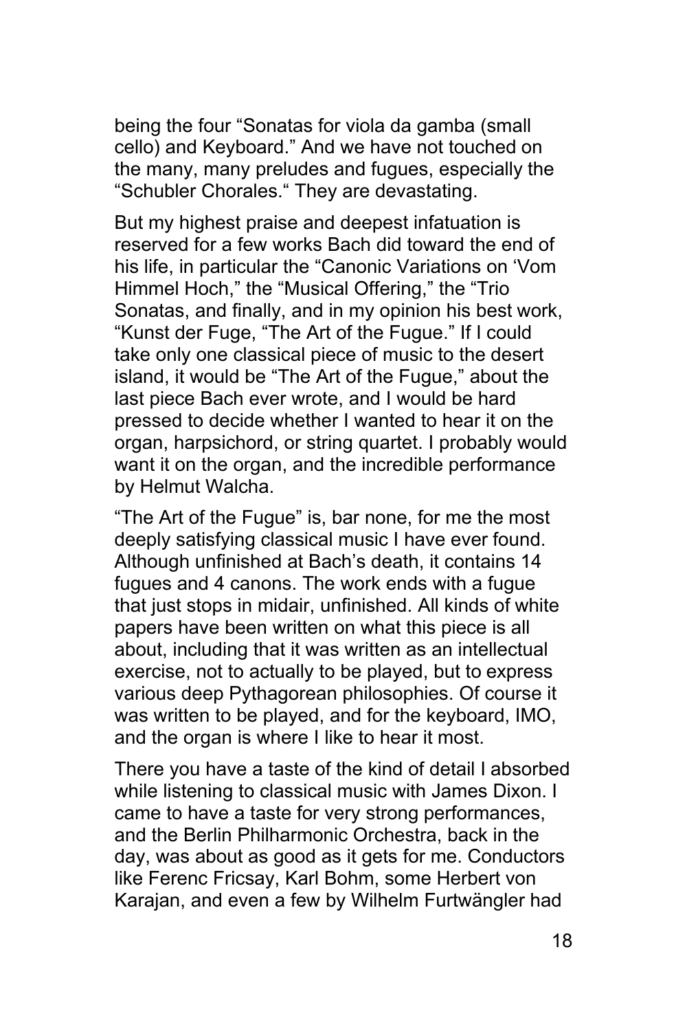being the four “Sonatas for viola da gamba (small cello) and Keyboard.” And we have not touched on the many, many preludes and fugues, especially the “Schubler Chorales.“ They are devastating.

But my highest praise and deepest infatuation is reserved for a few works Bach did toward the end of his life, in particular the “Canonic Variations on ‘Vom Himmel Hoch,” the “Musical Offering,” the “Trio Sonatas, and finally, and in my opinion his best work, “Kunst der Fuge, “The Art of the Fugue.” If I could take only one classical piece of music to the desert island, it would be “The Art of the Fugue,” about the last piece Bach ever wrote, and I would be hard pressed to decide whether I wanted to hear it on the organ, harpsichord, or string quartet. I probably would want it on the organ, and the incredible performance by Helmut Walcha.

“The Art of the Fugue” is, bar none, for me the most deeply satisfying classical music I have ever found. Although unfinished at Bach’s death, it contains 14 fugues and 4 canons. The work ends with a fugue that just stops in midair, unfinished. All kinds of white papers have been written on what this piece is all about, including that it was written as an intellectual exercise, not to actually to be played, but to express various deep Pythagorean philosophies. Of course it was written to be played, and for the keyboard, IMO, and the organ is where I like to hear it most.

There you have a taste of the kind of detail I absorbed while listening to classical music with James Dixon. I came to have a taste for very strong performances, and the Berlin Philharmonic Orchestra, back in the day, was about as good as it gets for me. Conductors like Ferenc Fricsay, Karl Bohm, some Herbert von Karajan, and even a few by Wilhelm Furtwängler had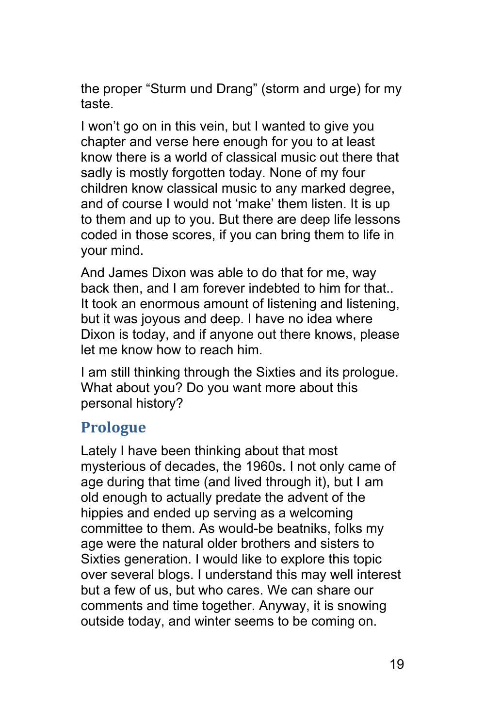the proper “Sturm und Drang” (storm and urge) for my taste.

I won’t go on in this vein, but I wanted to give you chapter and verse here enough for you to at least know there is a world of classical music out there that sadly is mostly forgotten today. None of my four children know classical music to any marked degree, and of course I would not ‘make’ them listen. It is up to them and up to you. But there are deep life lessons coded in those scores, if you can bring them to life in your mind.

And James Dixon was able to do that for me, way back then, and I am forever indebted to him for that.. It took an enormous amount of listening and listening, but it was joyous and deep. I have no idea where Dixon is today, and if anyone out there knows, please let me know how to reach him.

I am still thinking through the Sixties and its prologue. What about you? Do you want more about this personal history?

## Prologue

Lately I have been thinking about that most mysterious of decades, the 1960s. I not only came of age during that time (and lived through it), but I am old enough to actually predate the advent of the hippies and ended up serving as a welcoming committee to them. As would-be beatniks, folks my age were the natural older brothers and sisters to Sixties generation. I would like to explore this topic over several blogs. I understand this may well interest but a few of us, but who cares. We can share our comments and time together. Anyway, it is snowing outside today, and winter seems to be coming on.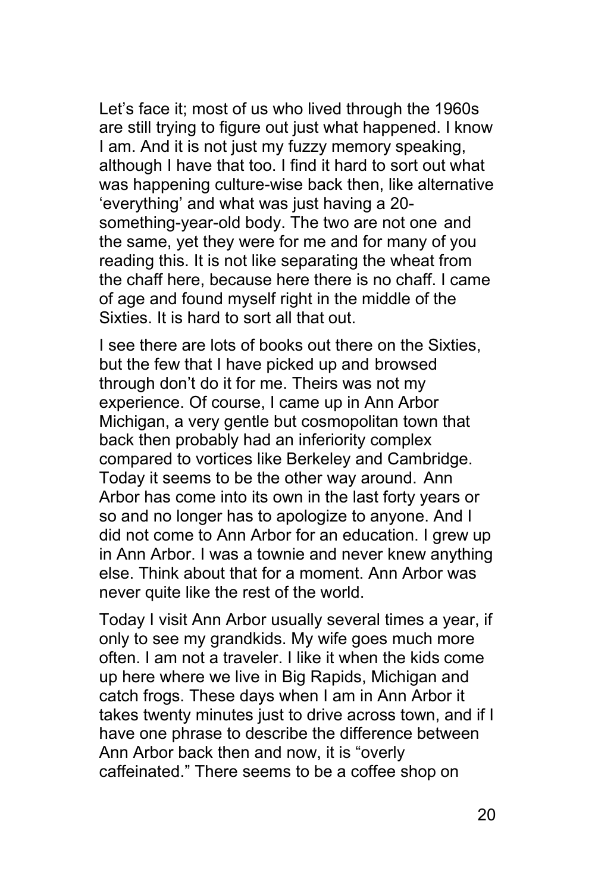Let's face it; most of us who lived through the 1960s are still trying to figure out just what happened. I know I am. And it is not just my fuzzy memory speaking, although I have that too. I find it hard to sort out what was happening culture-wise back then, like alternative 'everything' and what was just having a 20-something-year-old body. The two are not one and the same, yet they were for me and for many of you reading this. It is not like separating the wheat from the chaff here, because here there is no chaff. I came of age and found myself right in the middle of the Sixties. It is hard to sort all that out.

I see there are lots of books out there on the Sixties, but the few that I have picked up and browsed through don't do it for me. Theirs was not my experience. Of course, I came up in Ann Arbor Michigan, a very gentle but cosmopolitan town that back then probably had an inferiority complex compared to vortices like Berkeley and Cambridge. Today it seems to be the other way around. Ann Arbor has come into its own in the last forty years or so and no longer has to apologize to anyone. And I did not come to Ann Arbor for an education. I grew up in Ann Arbor. I was a townie and never knew anything else. Think about that for a moment. Ann Arbor was never quite like the rest of the world.

Today I visit Ann Arbor usually several times a year, if only to see my grandkids. My wife goes much more often. I am not a traveler. I like it when the kids come up here where we live in Big Rapids, Michigan and catch frogs. These days when I am in Ann Arbor it takes twenty minutes just to drive across town, and if I have one phrase to describe the difference between Ann Arbor back then and now, it is "overly caffeinated." There seems to be a coffee shop on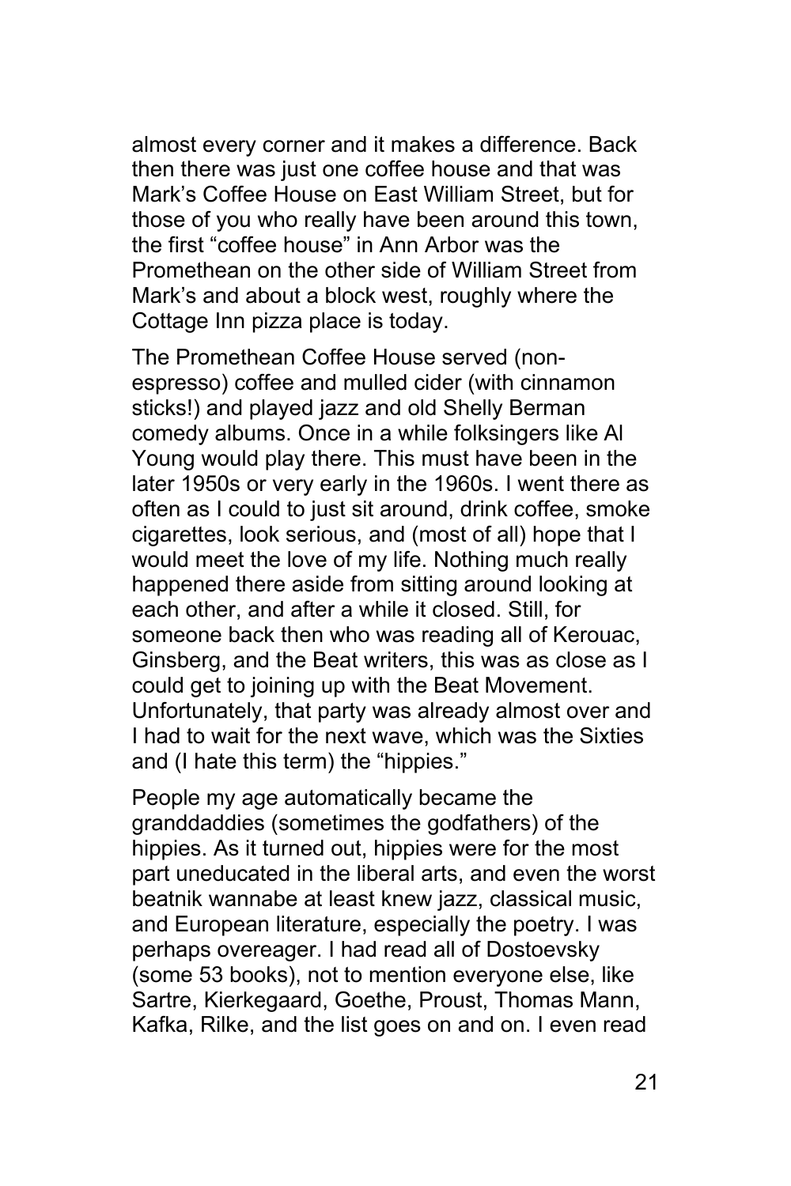almost every corner and it makes a difference. Back then there was just one coffee house and that was Mark's Coffee House on East William Street, but for those of you who really have been around this town, the first "coffee house" in Ann Arbor was the Promethean on the other side of William Street from Mark's and about a block west, roughly where the Cottage Inn pizza place is today.

The Promethean Coffee House served (non-espresso) coffee and mulled cider (with cinnamon sticks!) and played jazz and old Shelly Berman comedy albums. Once in a while folksingers like Al Young would play there. This must have been in the later 1950s or very early in the 1960s. I went there as often as I could to just sit around, drink coffee, smoke cigarettes, look serious, and (most of all) hope that I would meet the love of my life. Nothing much really happened there aside from sitting around looking at each other, and after a while it closed. Still, for someone back then who was reading all of Kerouac, Ginsberg, and the Beat writers, this was as close as I could get to joining up with the Beat Movement. Unfortunately, that party was already almost over and I had to wait for the next wave, which was the Sixties and (I hate this term) the "hippies."

People my age automatically became the granddaddies (sometimes the godfathers) of the hippies. As it turned out, hippies were for the most part uneducated in the liberal arts, and even the worst beatnik wannabe at least knew jazz, classical music, and European literature, especially the poetry. I was perhaps overeager. I had read all of Dostoevsky (some 53 books), not to mention everyone else, like Sartre, Kierkegaard, Goethe, Proust, Thomas Mann, Kafka, Rilke, and the list goes on and on. I even read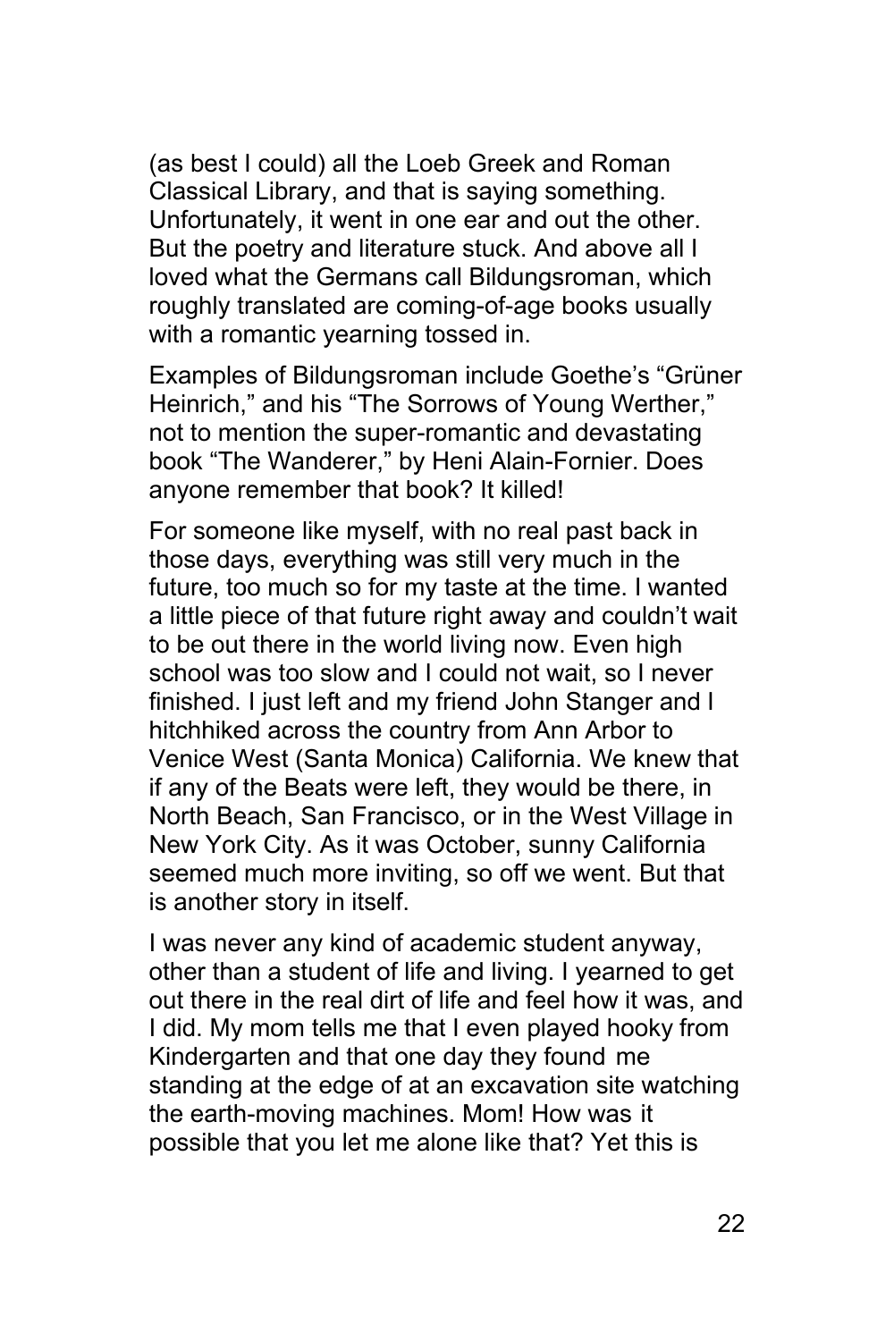(as best I could) all the Loeb Greek and Roman Classical Library, and that is saying something. Unfortunately, it went in one ear and out the other. But the poetry and literature stuck. And above all I loved what the Germans call Bildungsroman, which roughly translated are coming-of-age books usually with a romantic yearning tossed in.

Examples of Bildungsroman include Goethe's "Grüner Heinrich," and his "The Sorrows of Young Werther," not to mention the super-romantic and devastating book "The Wanderer," by Heni Alain-Fornier. Does anyone remember that book? It killed!

For someone like myself, with no real past back in those days, everything was still very much in the future, too much so for my taste at the time. I wanted a little piece of that future right away and couldn't wait to be out there in the world living now. Even high school was too slow and I could not wait, so I never finished. I just left and my friend John Stanger and I hitchhiked across the country from Ann Arbor to Venice West (Santa Monica) California. We knew that if any of the Beats were left, they would be there, in North Beach, San Francisco, or in the West Village in New York City. As it was October, sunny California seemed much more inviting, so off we went. But that is another story in itself.

I was never any kind of academic student anyway, other than a student of life and living. I yearned to get out there in the real dirt of life and feel how it was, and I did. My mom tells me that I even played hooky from Kindergarten and that one day they found me standing at the edge of at an excavation site watching the earth-moving machines. Mom! How was it possible that you let me alone like that? Yet this is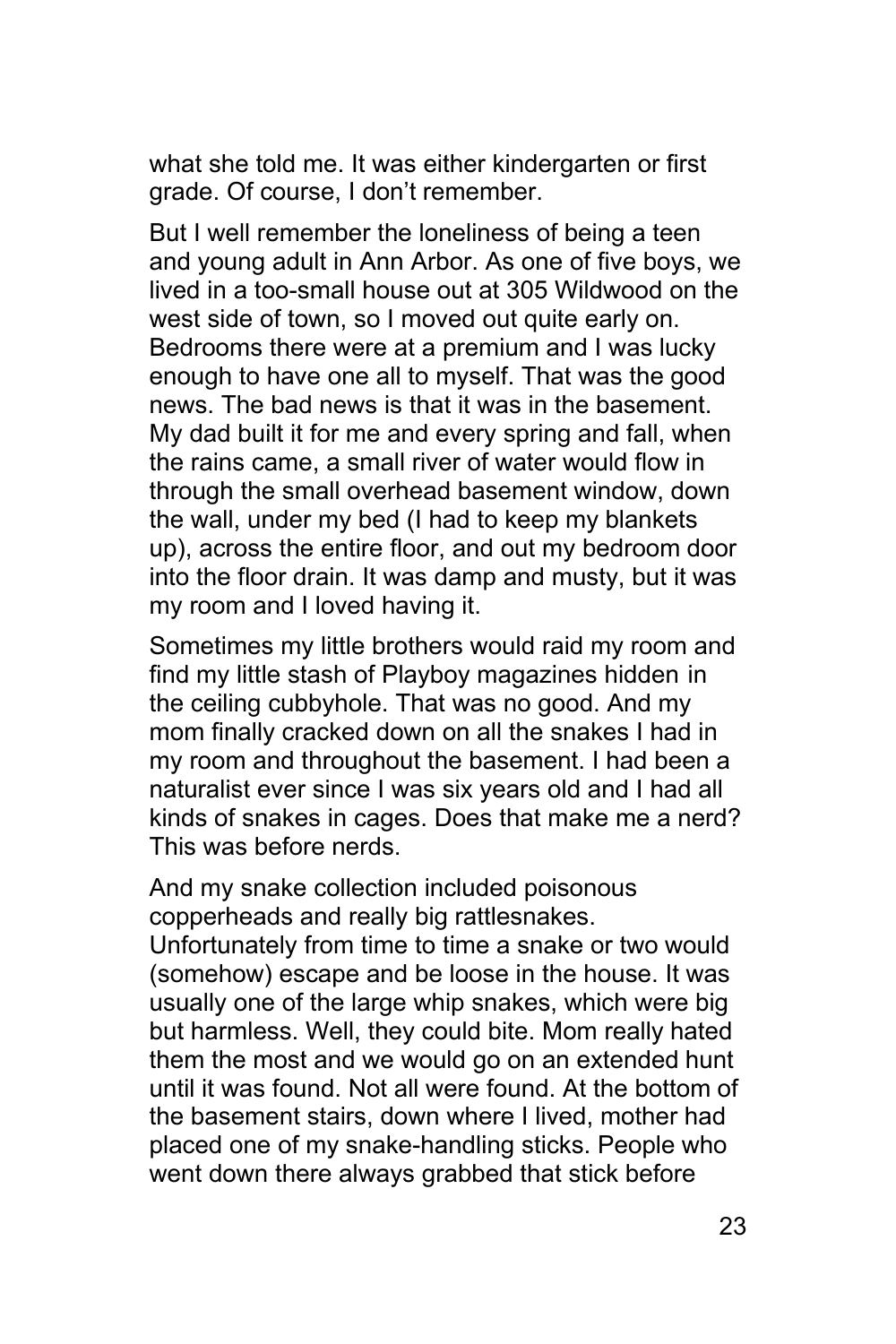what she told me. It was either kindergarten or first grade. Of course, I don't remember.

But I well remember the loneliness of being a teen and young adult in Ann Arbor. As one of five boys, we lived in a too-small house out at 305 Wildwood on the west side of town, so I moved out quite early on. Bedrooms there were at a premium and I was lucky enough to have one all to myself. That was the good news. The bad news is that it was in the basement. My dad built it for me and every spring and fall, when the rains came, a small river of water would flow in through the small overhead basement window, down the wall, under my bed (I had to keep my blankets up), across the entire floor, and out my bedroom door into the floor drain. It was damp and musty, but it was my room and I loved having it.

Sometimes my little brothers would raid my room and find my little stash of Playboy magazines hidden in the ceiling cubbyhole. That was no good. And my mom finally cracked down on all the snakes I had in my room and throughout the basement. I had been a naturalist ever since I was six years old and I had all kinds of snakes in cages. Does that make me a nerd? This was before nerds.

And my snake collection included poisonous copperheads and really big rattlesnakes. Unfortunately from time to time a snake or two would (somehow) escape and be loose in the house. It was usually one of the large whip snakes, which were big but harmless. Well, they could bite. Mom really hated them the most and we would go on an extended hunt until it was found. Not all were found. At the bottom of the basement stairs, down where I lived, mother had placed one of my snake-handling sticks. People who went down there always grabbed that stick before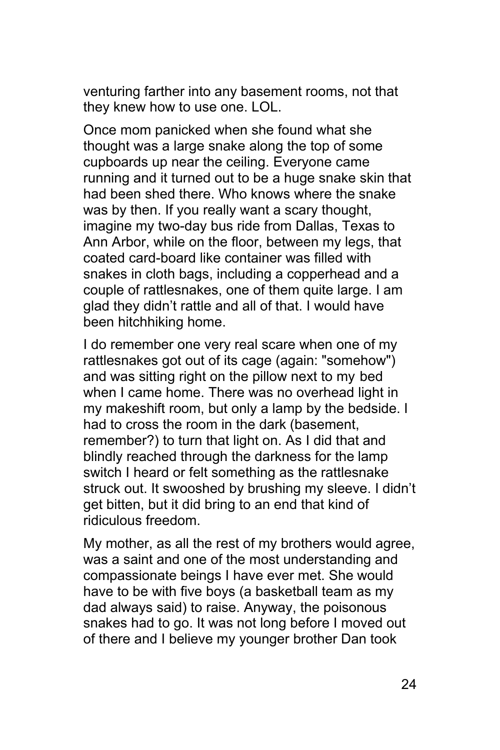venturing farther into any basement rooms, not that they knew how to use one. LOL.

Once mom panicked when she found what she thought was a large snake along the top of some cupboards up near the ceiling. Everyone came running and it turned out to be a huge snake skin that had been shed there. Who knows where the snake was by then. If you really want a scary thought, imagine my two-day bus ride from Dallas, Texas to Ann Arbor, while on the floor, between my legs, that coated card-board like container was filled with snakes in cloth bags, including a copperhead and a couple of rattlesnakes, one of them quite large. I am glad they didn’t rattle and all of that. I would have been hitchhiking home.

I do remember one very real scare when one of my rattlesnakes got out of its cage (again: "somehow") and was sitting right on the pillow next to my bed when I came home. There was no overhead light in my makeshift room, but only a lamp by the bedside. I had to cross the room in the dark (basement, remember?) to turn that light on. As I did that and blindly reached through the darkness for the lamp switch I heard or felt something as the rattlesnake struck out. It swooshed by brushing my sleeve. I didn’t get bitten, but it did bring to an end that kind of ridiculous freedom.

My mother, as all the rest of my brothers would agree, was a saint and one of the most understanding and compassionate beings I have ever met. She would have to be with five boys (a basketball team as my dad always said) to raise. Anyway, the poisonous snakes had to go. It was not long before I moved out of there and I believe my younger brother Dan took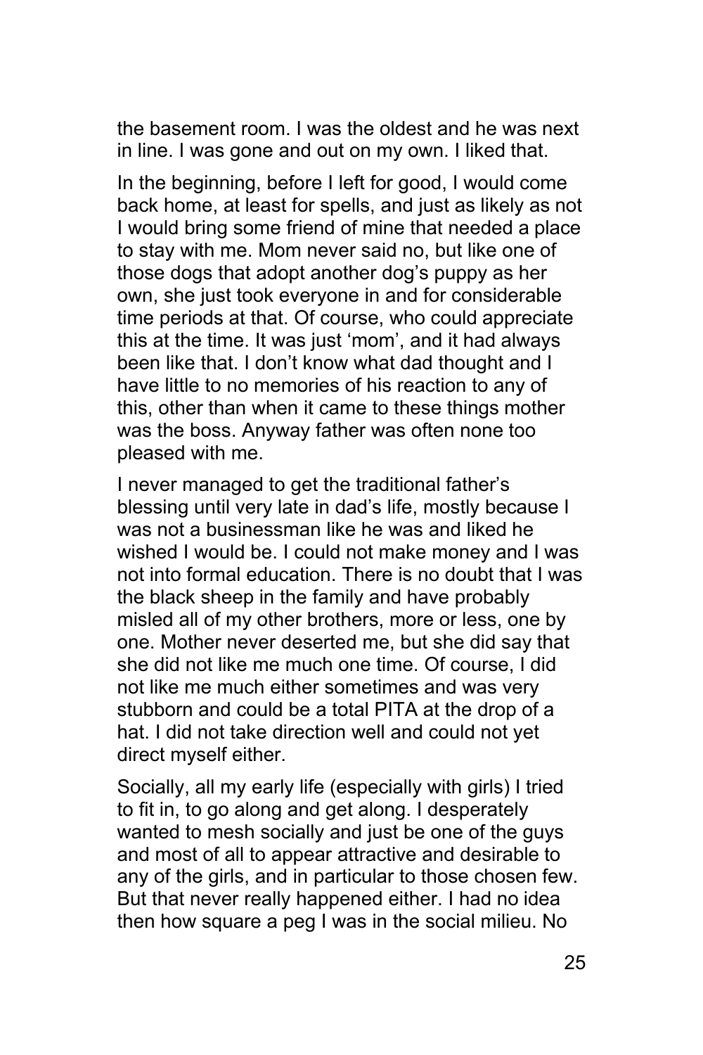the basement room. I was the oldest and he was next in line. I was gone and out on my own. I liked that.

In the beginning, before I left for good, I would come back home, at least for spells, and just as likely as not I would bring some friend of mine that needed a place to stay with me. Mom never said no, but like one of those dogs that adopt another dog's puppy as her own, she just took everyone in and for considerable time periods at that. Of course, who could appreciate this at the time. It was just 'mom', and it had always been like that. I don't know what dad thought and I have little to no memories of his reaction to any of this, other than when it came to these things mother was the boss. Anyway father was often none too pleased with me.

I never managed to get the traditional father's blessing until very late in dad's life, mostly because I was not a businessman like he was and liked he wished I would be. I could not make money and I was not into formal education. There is no doubt that I was the black sheep in the family and have probably misled all of my other brothers, more or less, one by one. Mother never deserted me, but she did say that she did not like me much one time. Of course, I did not like me much either sometimes and was very stubborn and could be a total PITA at the drop of a hat. I did not take direction well and could not yet direct myself either.

Socially, all my early life (especially with girls) I tried to fit in, to go along and get along. I desperately wanted to mesh socially and just be one of the guys and most of all to appear attractive and desirable to any of the girls, and in particular to those chosen few. But that never really happened either. I had no idea then how square a peg I was in the social milieu. No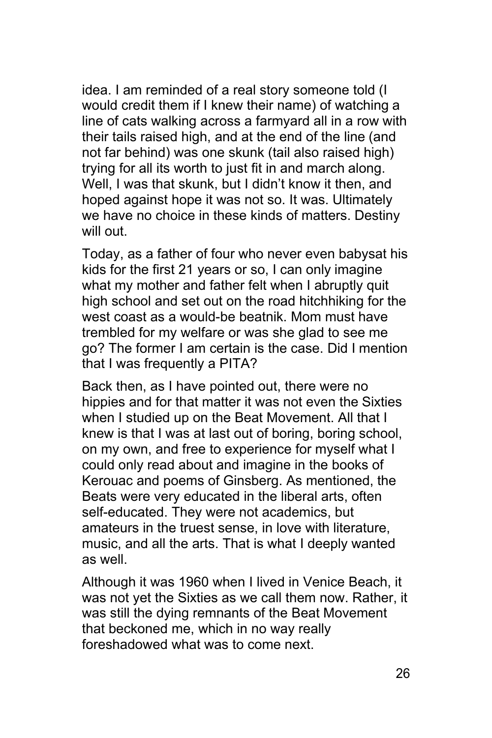idea. I am reminded of a real story someone told (I would credit them if I knew their name) of watching a line of cats walking across a farmyard all in a row with their tails raised high, and at the end of the line (and not far behind) was one skunk (tail also raised high) trying for all its worth to just fit in and march along. Well, I was that skunk, but I didn't know it then, and hoped against hope it was not so. It was. Ultimately we have no choice in these kinds of matters. Destiny will out.

Today, as a father of four who never even babysat his kids for the first 21 years or so, I can only imagine what my mother and father felt when I abruptly quit high school and set out on the road hitchhiking for the west coast as a would-be beatnik. Mom must have trembled for my welfare or was she glad to see me go? The former I am certain is the case. Did I mention that I was frequently a PITA?

Back then, as I have pointed out, there were no hippies and for that matter it was not even the Sixties when I studied up on the Beat Movement. All that I knew is that I was at last out of boring, boring school, on my own, and free to experience for myself what I could only read about and imagine in the books of Kerouac and poems of Ginsberg. As mentioned, the Beats were very educated in the liberal arts, often self-educated. They were not academics, but amateurs in the truest sense, in love with literature, music, and all the arts. That is what I deeply wanted as well.

Although it was 1960 when I lived in Venice Beach, it was not yet the Sixties as we call them now. Rather, it was still the dying remnants of the Beat Movement that beckoned me, which in no way really foreshadowed what was to come next.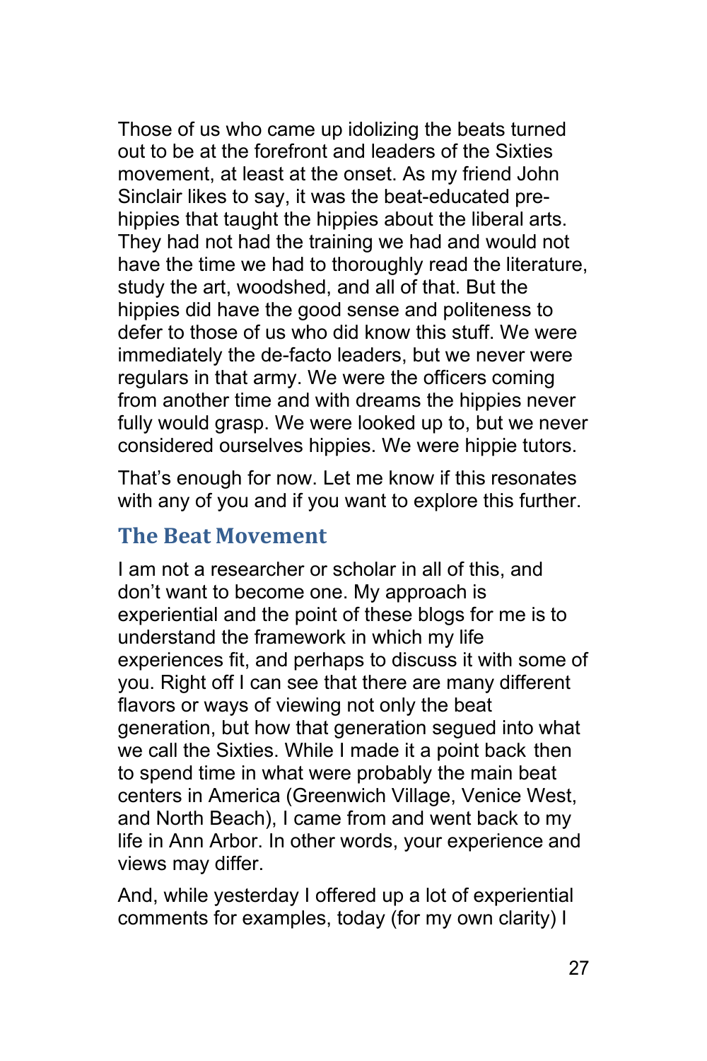Those of us who came up idolizing the beats turned out to be at the forefront and leaders of the Sixties movement, at least at the onset. As my friend John Sinclair likes to say, it was the beat-educated pre-hippies that taught the hippies about the liberal arts. They had not had the training we had and would not have the time we had to thoroughly read the literature, study the art, woodshed, and all of that. But the hippies did have the good sense and politeness to defer to those of us who did know this stuff. We were immediately the de-facto leaders, but we never were regulars in that army. We were the officers coming from another time and with dreams the hippies never fully would grasp. We were looked up to, but we never considered ourselves hippies. We were hippie tutors.

That's enough for now. Let me know if this resonates with any of you and if you want to explore this further.

## The Beat Movement

I am not a researcher or scholar in all of this, and don't want to become one. My approach is experiential and the point of these blogs for me is to understand the framework in which my life experiences fit, and perhaps to discuss it with some of you. Right off I can see that there are many different flavors or ways of viewing not only the beat generation, but how that generation segued into what we call the Sixties. While I made it a point back then to spend time in what were probably the main beat centers in America (Greenwich Village, Venice West, and North Beach), I came from and went back to my life in Ann Arbor. In other words, your experience and views may differ.

And, while yesterday I offered up a lot of experiential comments for examples, today (for my own clarity) I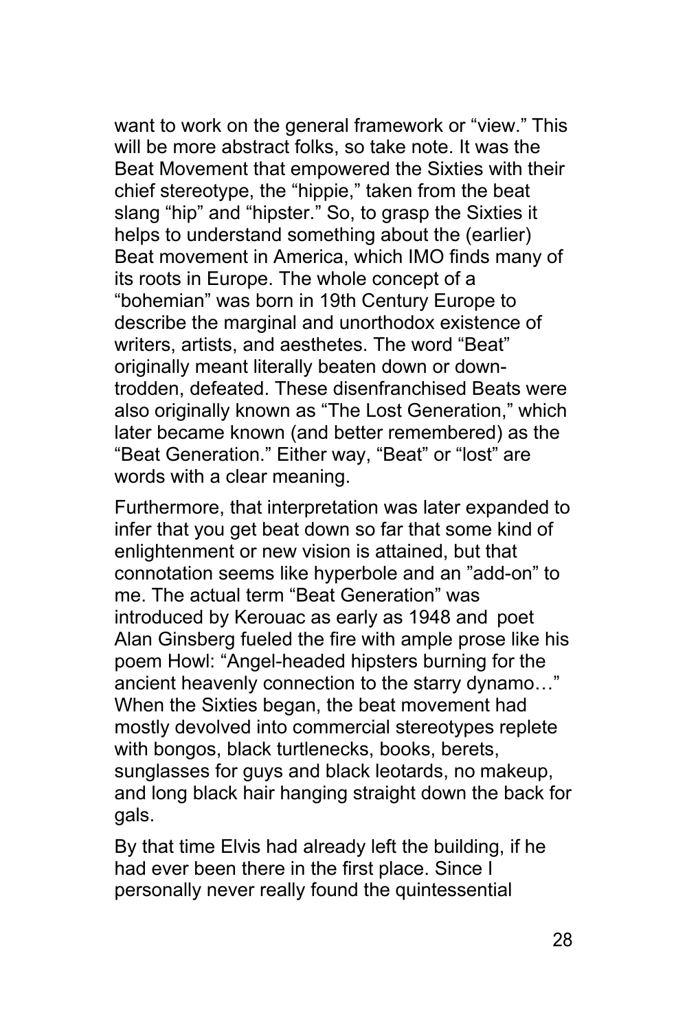want to work on the general framework or “view.” This will be more abstract folks, so take note. It was the Beat Movement that empowered the Sixties with their chief stereotype, the “hippie,” taken from the beat slang “hip” and “hipster.” So, to grasp the Sixties it helps to understand something about the (earlier) Beat movement in America, which IMO finds many of its roots in Europe. The whole concept of a “bohemian” was born in 19th Century Europe to describe the marginal and unorthodox existence of writers, artists, and aesthetes. The word “Beat” originally meant literally beaten down or down-trodden, defeated. These disenfranchised Beats were also originally known as “The Lost Generation,” which later became known (and better remembered) as the “Beat Generation.” Either way, “Beat” or “lost” are words with a clear meaning.

Furthermore, that interpretation was later expanded to infer that you get beat down so far that some kind of enlightenment or new vision is attained, but that connotation seems like hyperbole and an ”add-on” to me. The actual term “Beat Generation” was introduced by Kerouac as early as 1948 and poet Alan Ginsberg fueled the fire with ample prose like his poem Howl: “Angel-headed hipsters burning for the ancient heavenly connection to the starry dynamo…” When the Sixties began, the beat movement had mostly devolved into commercial stereotypes replete with bongos, black turtlenecks, books, berets, sunglasses for guys and black leotards, no makeup, and long black hair hanging straight down the back for gals.

By that time Elvis had already left the building, if he had ever been there in the first place. Since I personally never really found the quintessential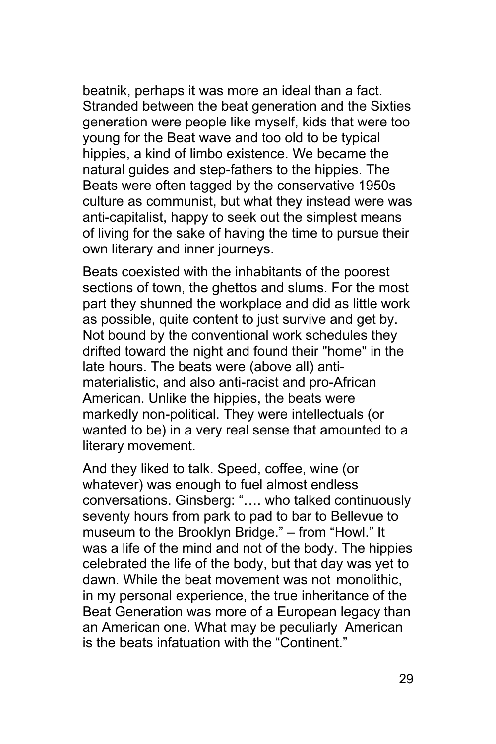beatnik, perhaps it was more an ideal than a fact. Stranded between the beat generation and the Sixties generation were people like myself, kids that were too young for the Beat wave and too old to be typical hippies, a kind of limbo existence. We became the natural guides and step-fathers to the hippies. The Beats were often tagged by the conservative 1950s culture as communist, but what they instead were was anti-capitalist, happy to seek out the simplest means of living for the sake of having the time to pursue their own literary and inner journeys.

Beats coexisted with the inhabitants of the poorest sections of town, the ghettos and slums. For the most part they shunned the workplace and did as little work as possible, quite content to just survive and get by. Not bound by the conventional work schedules they drifted toward the night and found their "home" in the late hours. The beats were (above all) anti-materialistic, and also anti-racist and pro-African American. Unlike the hippies, the beats were markedly non-political. They were intellectuals (or wanted to be) in a very real sense that amounted to a literary movement.

And they liked to talk. Speed, coffee, wine (or whatever) was enough to fuel almost endless conversations. Ginsberg: "…. who talked continuously seventy hours from park to pad to bar to Bellevue to museum to the Brooklyn Bridge." – from "Howl." It was a life of the mind and not of the body. The hippies celebrated the life of the body, but that day was yet to dawn. While the beat movement was not monolithic, in my personal experience, the true inheritance of the Beat Generation was more of a European legacy than an American one. What may be peculiarly American is the beats infatuation with the "Continent."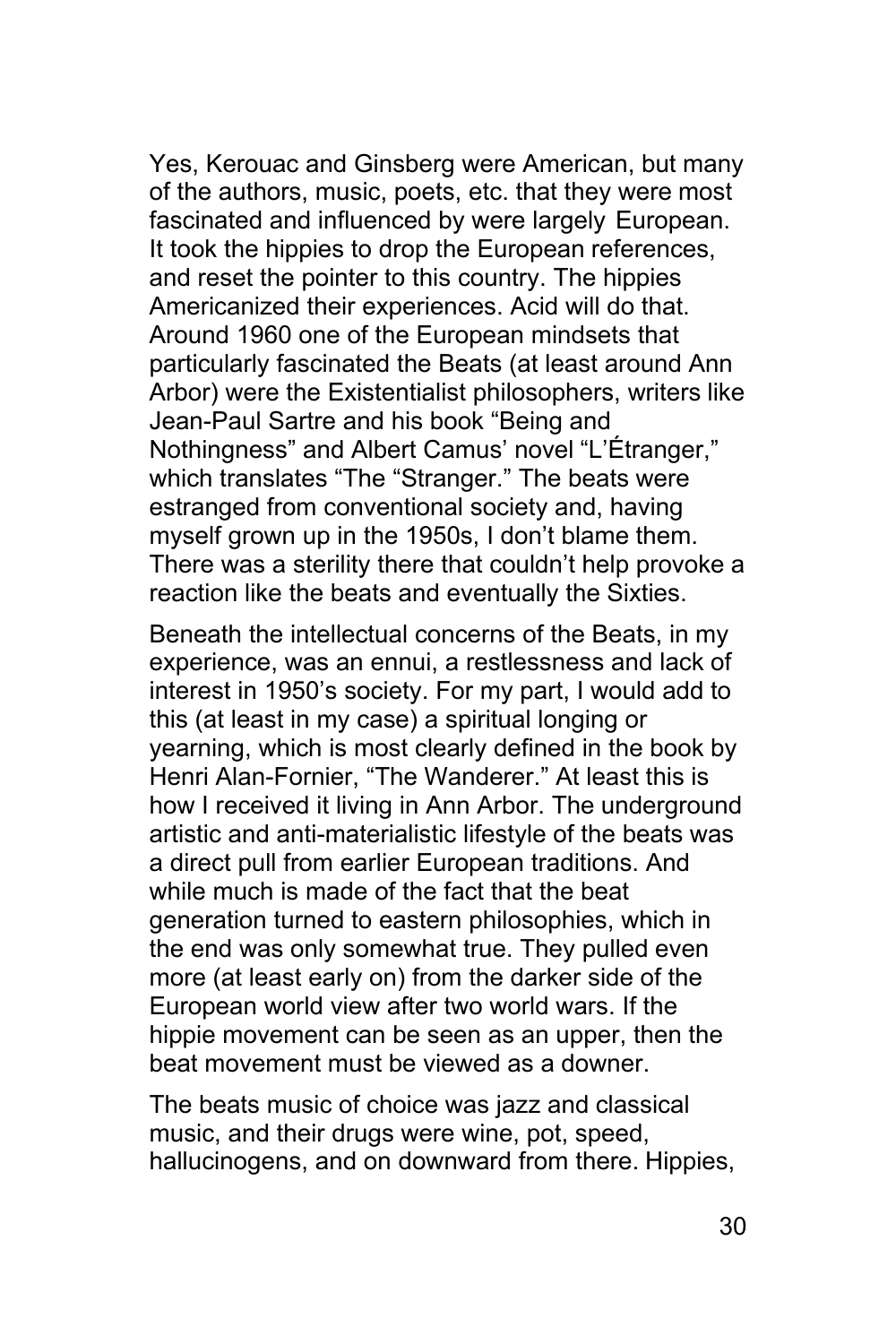Yes, Kerouac and Ginsberg were American, but many of the authors, music, poets, etc. that they were most fascinated and influenced by were largely European. It took the hippies to drop the European references, and reset the pointer to this country. The hippies Americanized their experiences. Acid will do that. Around 1960 one of the European mindsets that particularly fascinated the Beats (at least around Ann Arbor) were the Existentialist philosophers, writers like Jean-Paul Sartre and his book "Being and Nothingness" and Albert Camus' novel "L'Étranger," which translates "The "Stranger." The beats were estranged from conventional society and, having myself grown up in the 1950s, I don't blame them. There was a sterility there that couldn't help provoke a reaction like the beats and eventually the Sixties.

Beneath the intellectual concerns of the Beats, in my experience, was an ennui, a restlessness and lack of interest in 1950's society. For my part, I would add to this (at least in my case) a spiritual longing or yearning, which is most clearly defined in the book by Henri Alan-Fornier, "The Wanderer." At least this is how I received it living in Ann Arbor. The underground artistic and anti-materialistic lifestyle of the beats was a direct pull from earlier European traditions. And while much is made of the fact that the beat generation turned to eastern philosophies, which in the end was only somewhat true. They pulled even more (at least early on) from the darker side of the European world view after two world wars. If the hippie movement can be seen as an upper, then the beat movement must be viewed as a downer.

The beats music of choice was jazz and classical music, and their drugs were wine, pot, speed, hallucinogens, and on downward from there. Hippies,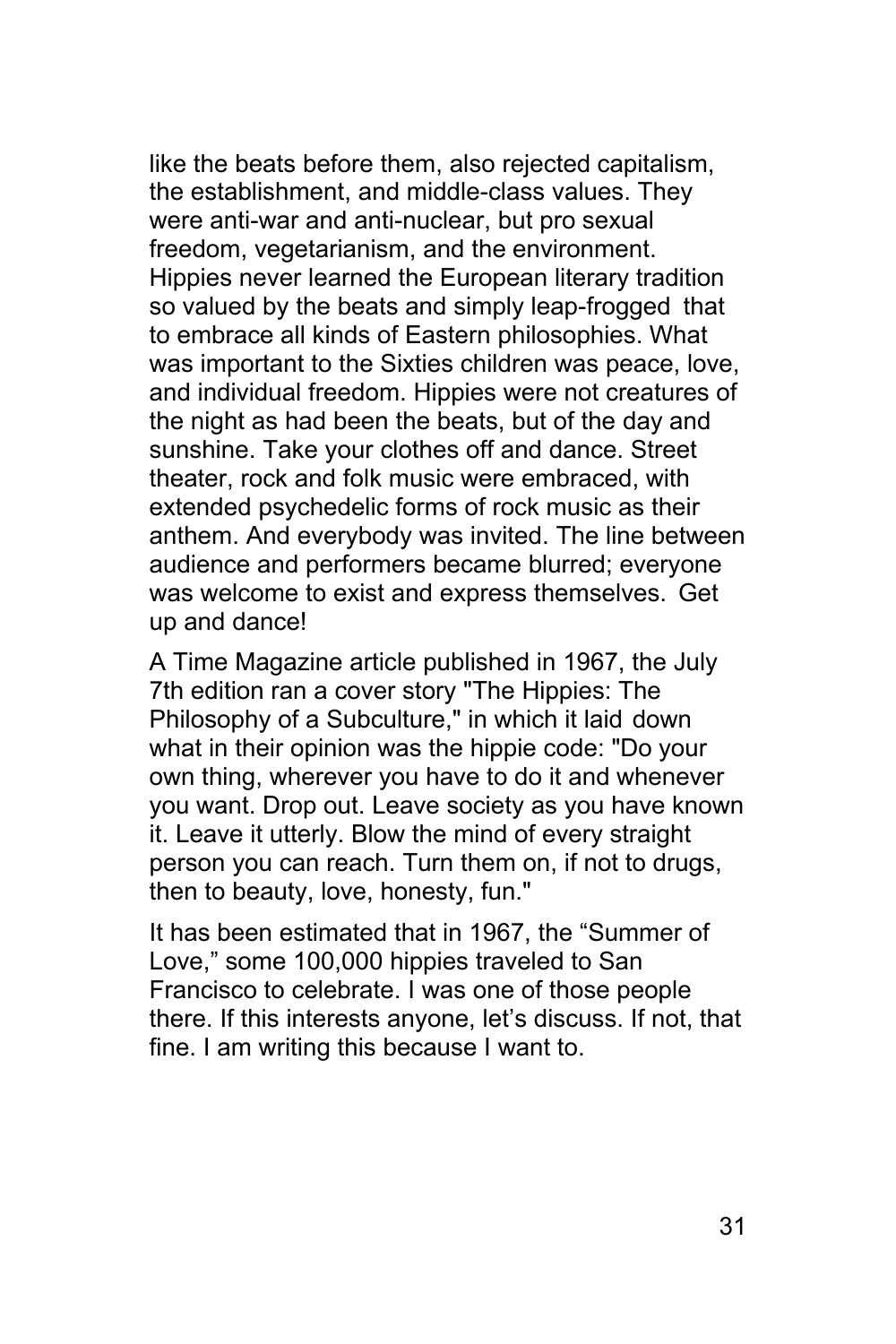like the beats before them, also rejected capitalism, the establishment, and middle-class values. They were anti-war and anti-nuclear, but pro sexual freedom, vegetarianism, and the environment. Hippies never learned the European literary tradition so valued by the beats and simply leap-frogged that to embrace all kinds of Eastern philosophies. What was important to the Sixties children was peace, love, and individual freedom. Hippies were not creatures of the night as had been the beats, but of the day and sunshine. Take your clothes off and dance. Street theater, rock and folk music were embraced, with extended psychedelic forms of rock music as their anthem. And everybody was invited. The line between audience and performers became blurred; everyone was welcome to exist and express themselves. Get up and dance!

A Time Magazine article published in 1967, the July 7th edition ran a cover story "The Hippies: The Philosophy of a Subculture," in which it laid down what in their opinion was the hippie code: "Do your own thing, wherever you have to do it and whenever you want. Drop out. Leave society as you have known it. Leave it utterly. Blow the mind of every straight person you can reach. Turn them on, if not to drugs, then to beauty, love, honesty, fun."

It has been estimated that in 1967, the “Summer of Love,” some 100,000 hippies traveled to San Francisco to celebrate. I was one of those people there. If this interests anyone, let’s discuss. If not, that fine. I am writing this because I want to.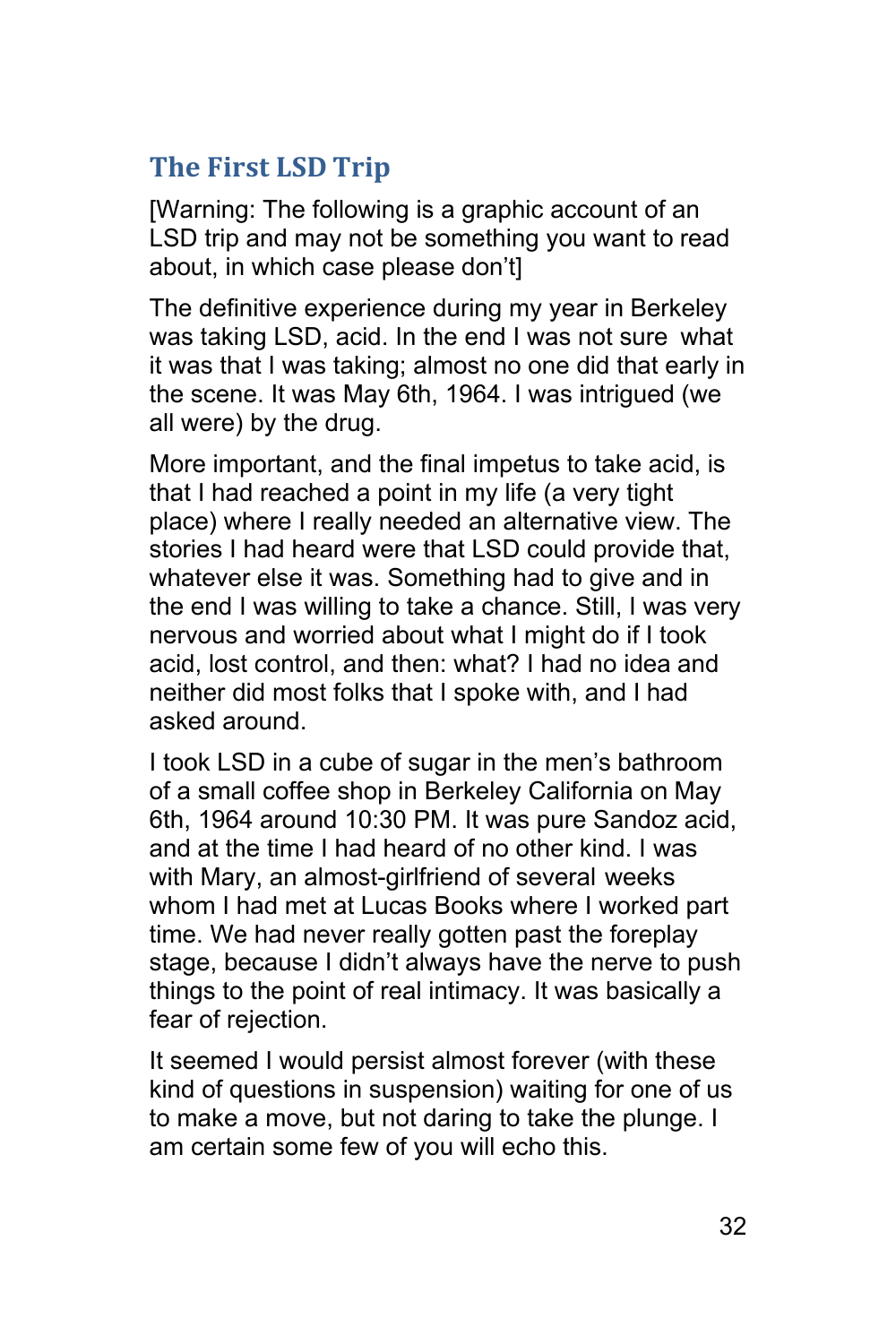## The First LSD Trip

[Warning: The following is a graphic account of an LSD trip and may not be something you want to read about, in which case please don't]

The definitive experience during my year in Berkeley was taking LSD, acid. In the end I was not sure what it was that I was taking; almost no one did that early in the scene. It was May 6th, 1964. I was intrigued (we all were) by the drug.

More important, and the final impetus to take acid, is that I had reached a point in my life (a very tight place) where I really needed an alternative view. The stories I had heard were that LSD could provide that, whatever else it was. Something had to give and in the end I was willing to take a chance. Still, I was very nervous and worried about what I might do if I took acid, lost control, and then: what? I had no idea and neither did most folks that I spoke with, and I had asked around.

I took LSD in a cube of sugar in the men's bathroom of a small coffee shop in Berkeley California on May 6th, 1964 around 10:30 PM. It was pure Sandoz acid, and at the time I had heard of no other kind. I was with Mary, an almost-girlfriend of several weeks whom I had met at Lucas Books where I worked part time. We had never really gotten past the foreplay stage, because I didn't always have the nerve to push things to the point of real intimacy. It was basically a fear of rejection.

It seemed I would persist almost forever (with these kind of questions in suspension) waiting for one of us to make a move, but not daring to take the plunge. I am certain some few of you will echo this.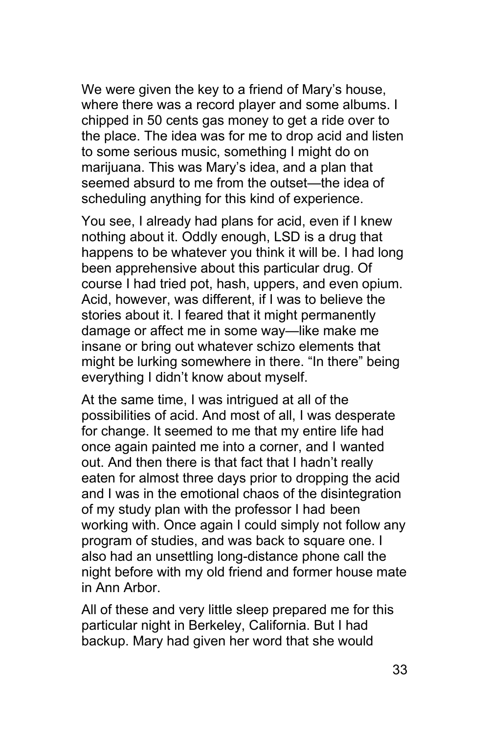We were given the key to a friend of Mary's house, where there was a record player and some albums. I chipped in 50 cents gas money to get a ride over to the place. The idea was for me to drop acid and listen to some serious music, something I might do on marijuana. This was Mary's idea, and a plan that seemed absurd to me from the outset—the idea of scheduling anything for this kind of experience.

You see, I already had plans for acid, even if I knew nothing about it. Oddly enough, LSD is a drug that happens to be whatever you think it will be. I had long been apprehensive about this particular drug. Of course I had tried pot, hash, uppers, and even opium. Acid, however, was different, if I was to believe the stories about it. I feared that it might permanently damage or affect me in some way—like make me insane or bring out whatever schizo elements that might be lurking somewhere in there. "In there" being everything I didn't know about myself.

At the same time, I was intrigued at all of the possibilities of acid. And most of all, I was desperate for change. It seemed to me that my entire life had once again painted me into a corner, and I wanted out. And then there is that fact that I hadn't really eaten for almost three days prior to dropping the acid and I was in the emotional chaos of the disintegration of my study plan with the professor I had been working with. Once again I could simply not follow any program of studies, and was back to square one. I also had an unsettling long-distance phone call the night before with my old friend and former house mate in Ann Arbor.

All of these and very little sleep prepared me for this particular night in Berkeley, California. But I had backup. Mary had given her word that she would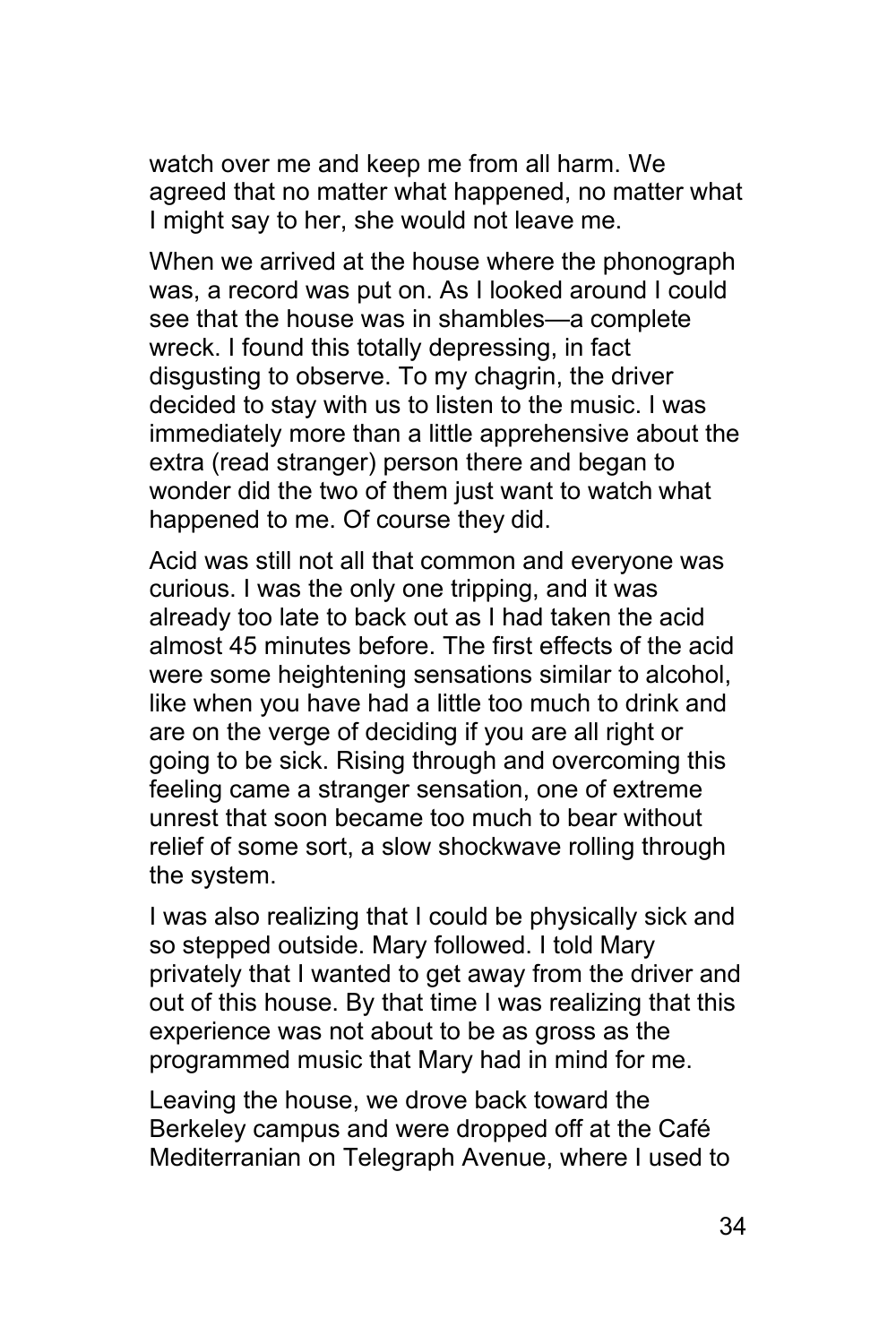watch over me and keep me from all harm. We agreed that no matter what happened, no matter what I might say to her, she would not leave me.

When we arrived at the house where the phonograph was, a record was put on. As I looked around I could see that the house was in shambles—a complete wreck. I found this totally depressing, in fact disgusting to observe. To my chagrin, the driver decided to stay with us to listen to the music. I was immediately more than a little apprehensive about the extra (read stranger) person there and began to wonder did the two of them just want to watch what happened to me. Of course they did.

Acid was still not all that common and everyone was curious. I was the only one tripping, and it was already too late to back out as I had taken the acid almost 45 minutes before. The first effects of the acid were some heightening sensations similar to alcohol, like when you have had a little too much to drink and are on the verge of deciding if you are all right or going to be sick. Rising through and overcoming this feeling came a stranger sensation, one of extreme unrest that soon became too much to bear without relief of some sort, a slow shockwave rolling through the system.

I was also realizing that I could be physically sick and so stepped outside. Mary followed. I told Mary privately that I wanted to get away from the driver and out of this house. By that time I was realizing that this experience was not about to be as gross as the programmed music that Mary had in mind for me.

Leaving the house, we drove back toward the Berkeley campus and were dropped off at the Café Mediterranian on Telegraph Avenue, where I used to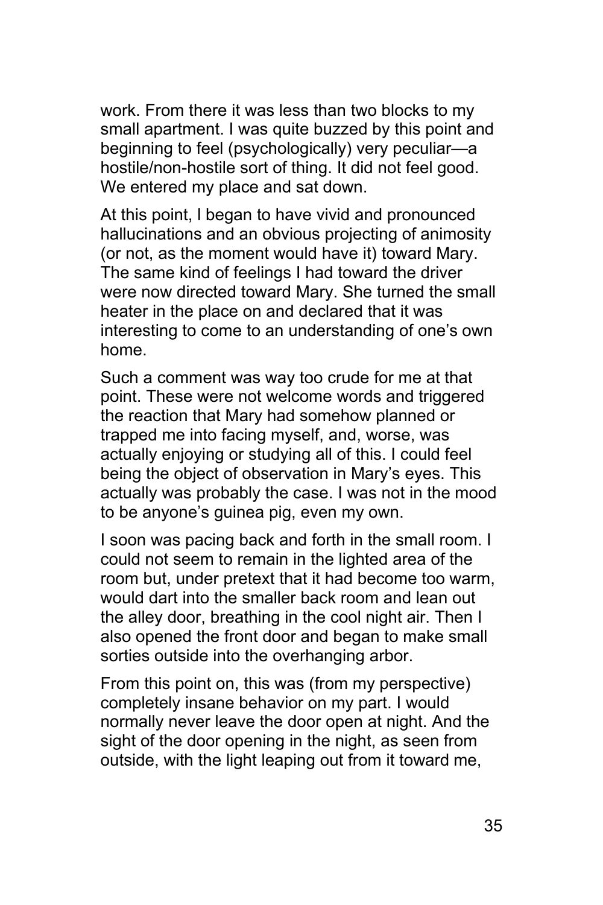work. From there it was less than two blocks to my small apartment. I was quite buzzed by this point and beginning to feel (psychologically) very peculiar—a hostile/non-hostile sort of thing. It did not feel good. We entered my place and sat down.

At this point, I began to have vivid and pronounced hallucinations and an obvious projecting of animosity (or not, as the moment would have it) toward Mary. The same kind of feelings I had toward the driver were now directed toward Mary. She turned the small heater in the place on and declared that it was interesting to come to an understanding of one's own home.

Such a comment was way too crude for me at that point. These were not welcome words and triggered the reaction that Mary had somehow planned or trapped me into facing myself, and, worse, was actually enjoying or studying all of this. I could feel being the object of observation in Mary's eyes. This actually was probably the case. I was not in the mood to be anyone's guinea pig, even my own.

I soon was pacing back and forth in the small room. I could not seem to remain in the lighted area of the room but, under pretext that it had become too warm, would dart into the smaller back room and lean out the alley door, breathing in the cool night air. Then I also opened the front door and began to make small sorties outside into the overhanging arbor.

From this point on, this was (from my perspective) completely insane behavior on my part. I would normally never leave the door open at night. And the sight of the door opening in the night, as seen from outside, with the light leaping out from it toward me,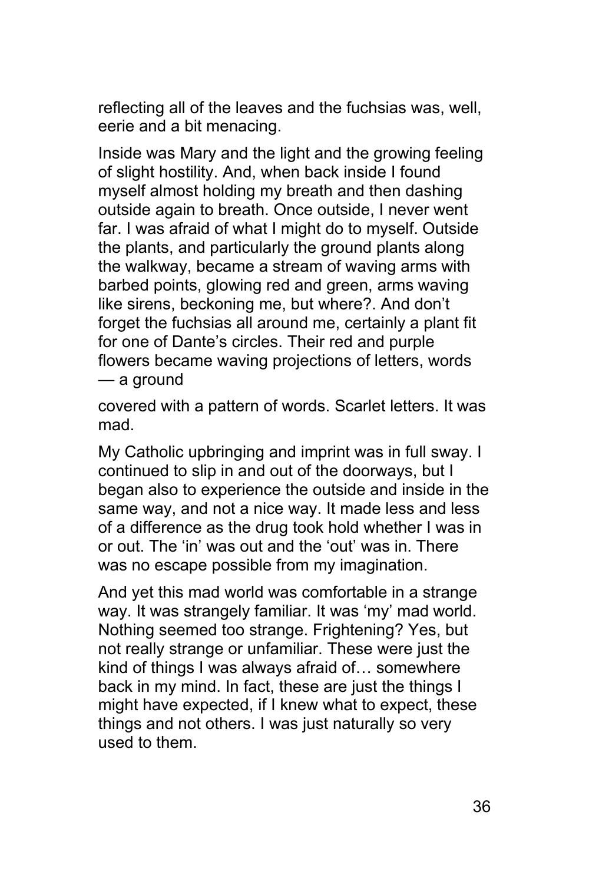reflecting all of the leaves and the fuchsias was, well, eerie and a bit menacing.

Inside was Mary and the light and the growing feeling of slight hostility. And, when back inside I found myself almost holding my breath and then dashing outside again to breath. Once outside, I never went far. I was afraid of what I might do to myself. Outside the plants, and particularly the ground plants along the walkway, became a stream of waving arms with barbed points, glowing red and green, arms waving like sirens, beckoning me, but where?. And don't forget the fuchsias all around me, certainly a plant fit for one of Dante's circles. Their red and purple flowers became waving projections of letters, words — a ground covered with a pattern of words. Scarlet letters. It was mad.

My Catholic upbringing and imprint was in full sway. I continued to slip in and out of the doorways, but I began also to experience the outside and inside in the same way, and not a nice way. It made less and less of a difference as the drug took hold whether I was in or out. The 'in' was out and the 'out' was in. There was no escape possible from my imagination.

And yet this mad world was comfortable in a strange way. It was strangely familiar. It was 'my' mad world. Nothing seemed too strange. Frightening? Yes, but not really strange or unfamiliar. These were just the kind of things I was always afraid of… somewhere back in my mind. In fact, these are just the things I might have expected, if I knew what to expect, these things and not others. I was just naturally so very used to them.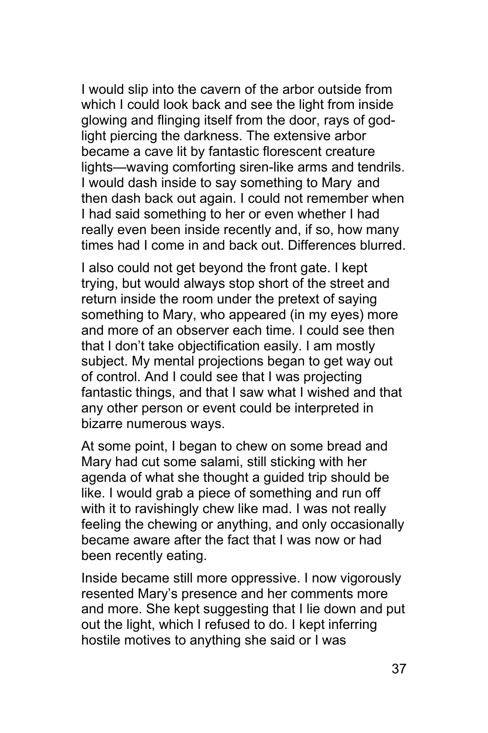I would slip into the cavern of the arbor outside from which I could look back and see the light from inside glowing and flinging itself from the door, rays of god-light piercing the darkness. The extensive arbor became a cave lit by fantastic florescent creature lights—waving comforting siren-like arms and tendrils. I would dash inside to say something to Mary and then dash back out again. I could not remember when I had said something to her or even whether I had really even been inside recently and, if so, how many times had I come in and back out. Differences blurred.

I also could not get beyond the front gate. I kept trying, but would always stop short of the street and return inside the room under the pretext of saying something to Mary, who appeared (in my eyes) more and more of an observer each time. I could see then that I don't take objectification easily. I am mostly subject. My mental projections began to get way out of control. And I could see that I was projecting fantastic things, and that I saw what I wished and that any other person or event could be interpreted in bizarre numerous ways.

At some point, I began to chew on some bread and Mary had cut some salami, still sticking with her agenda of what she thought a guided trip should be like. I would grab a piece of something and run off with it to ravishingly chew like mad. I was not really feeling the chewing or anything, and only occasionally became aware after the fact that I was now or had been recently eating.

Inside became still more oppressive. I now vigorously resented Mary's presence and her comments more and more. She kept suggesting that I lie down and put out the light, which I refused to do. I kept inferring hostile motives to anything she said or I was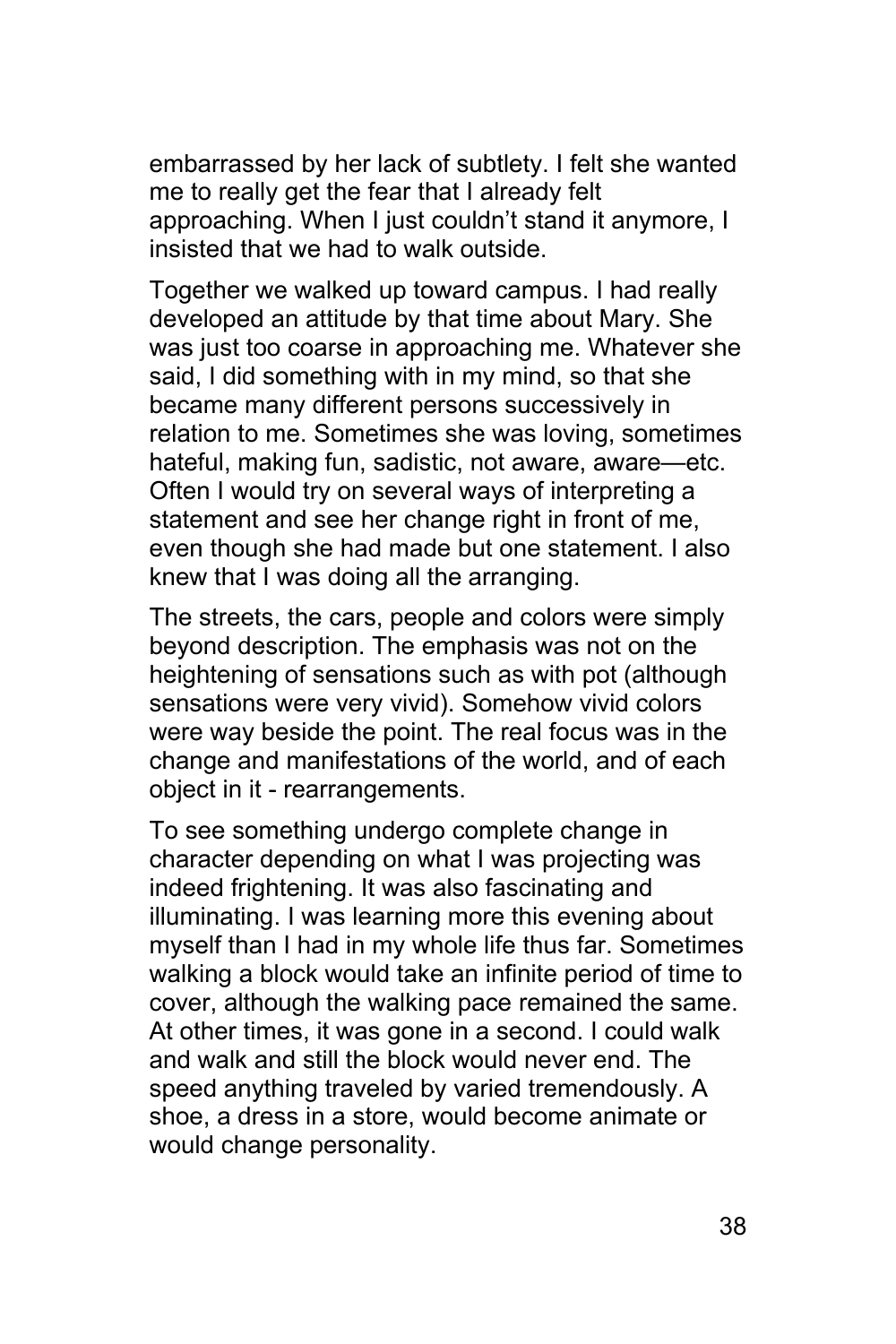embarrassed by her lack of subtlety. I felt she wanted me to really get the fear that I already felt approaching. When I just couldn't stand it anymore, I insisted that we had to walk outside.

Together we walked up toward campus. I had really developed an attitude by that time about Mary. She was just too coarse in approaching me. Whatever she said, I did something with in my mind, so that she became many different persons successively in relation to me. Sometimes she was loving, sometimes hateful, making fun, sadistic, not aware, aware—etc. Often I would try on several ways of interpreting a statement and see her change right in front of me, even though she had made but one statement. I also knew that I was doing all the arranging.

The streets, the cars, people and colors were simply beyond description. The emphasis was not on the heightening of sensations such as with pot (although sensations were very vivid). Somehow vivid colors were way beside the point. The real focus was in the change and manifestations of the world, and of each object in it - rearrangements.

To see something undergo complete change in character depending on what I was projecting was indeed frightening. It was also fascinating and illuminating. I was learning more this evening about myself than I had in my whole life thus far. Sometimes walking a block would take an infinite period of time to cover, although the walking pace remained the same. At other times, it was gone in a second. I could walk and walk and still the block would never end. The speed anything traveled by varied tremendously. A shoe, a dress in a store, would become animate or would change personality.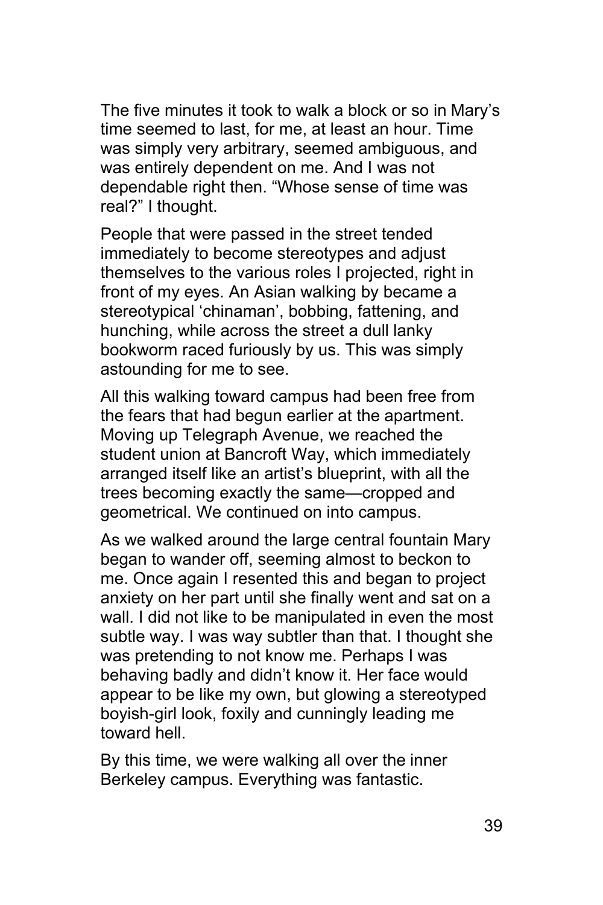The five minutes it took to walk a block or so in Mary's time seemed to last, for me, at least an hour. Time was simply very arbitrary, seemed ambiguous, and was entirely dependent on me. And I was not dependable right then. "Whose sense of time was real?" I thought.

People that were passed in the street tended immediately to become stereotypes and adjust themselves to the various roles I projected, right in front of my eyes. An Asian walking by became a stereotypical 'chinaman', bobbing, fattening, and hunching, while across the street a dull lanky bookworm raced furiously by us. This was simply astounding for me to see.

All this walking toward campus had been free from the fears that had begun earlier at the apartment. Moving up Telegraph Avenue, we reached the student union at Bancroft Way, which immediately arranged itself like an artist's blueprint, with all the trees becoming exactly the same—cropped and geometrical. We continued on into campus.

As we walked around the large central fountain Mary began to wander off, seeming almost to beckon to me. Once again I resented this and began to project anxiety on her part until she finally went and sat on a wall. I did not like to be manipulated in even the most subtle way. I was way subtler than that. I thought she was pretending to not know me. Perhaps I was behaving badly and didn't know it. Her face would appear to be like my own, but glowing a stereotyped boyish-girl look, foxily and cunningly leading me toward hell.

By this time, we were walking all over the inner Berkeley campus. Everything was fantastic.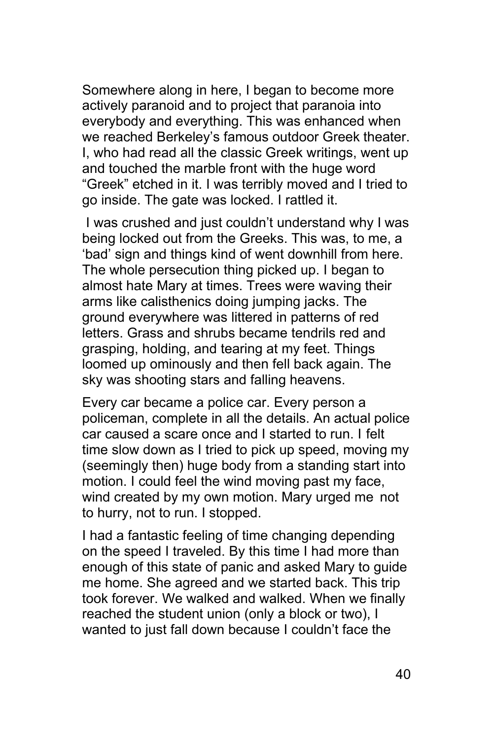Somewhere along in here, I began to become more actively paranoid and to project that paranoia into everybody and everything. This was enhanced when we reached Berkeley's famous outdoor Greek theater. I, who had read all the classic Greek writings, went up and touched the marble front with the huge word "Greek" etched in it. I was terribly moved and I tried to go inside. The gate was locked. I rattled it.

I was crushed and just couldn't understand why I was being locked out from the Greeks. This was, to me, a 'bad' sign and things kind of went downhill from here. The whole persecution thing picked up. I began to almost hate Mary at times. Trees were waving their arms like calisthenics doing jumping jacks. The ground everywhere was littered in patterns of red letters. Grass and shrubs became tendrils red and grasping, holding, and tearing at my feet. Things loomed up ominously and then fell back again. The sky was shooting stars and falling heavens.

Every car became a police car. Every person a policeman, complete in all the details. An actual police car caused a scare once and I started to run. I felt time slow down as I tried to pick up speed, moving my (seemingly then) huge body from a standing start into motion. I could feel the wind moving past my face, wind created by my own motion. Mary urged me not to hurry, not to run. I stopped.

I had a fantastic feeling of time changing depending on the speed I traveled. By this time I had more than enough of this state of panic and asked Mary to guide me home. She agreed and we started back. This trip took forever. We walked and walked. When we finally reached the student union (only a block or two), I wanted to just fall down because I couldn't face the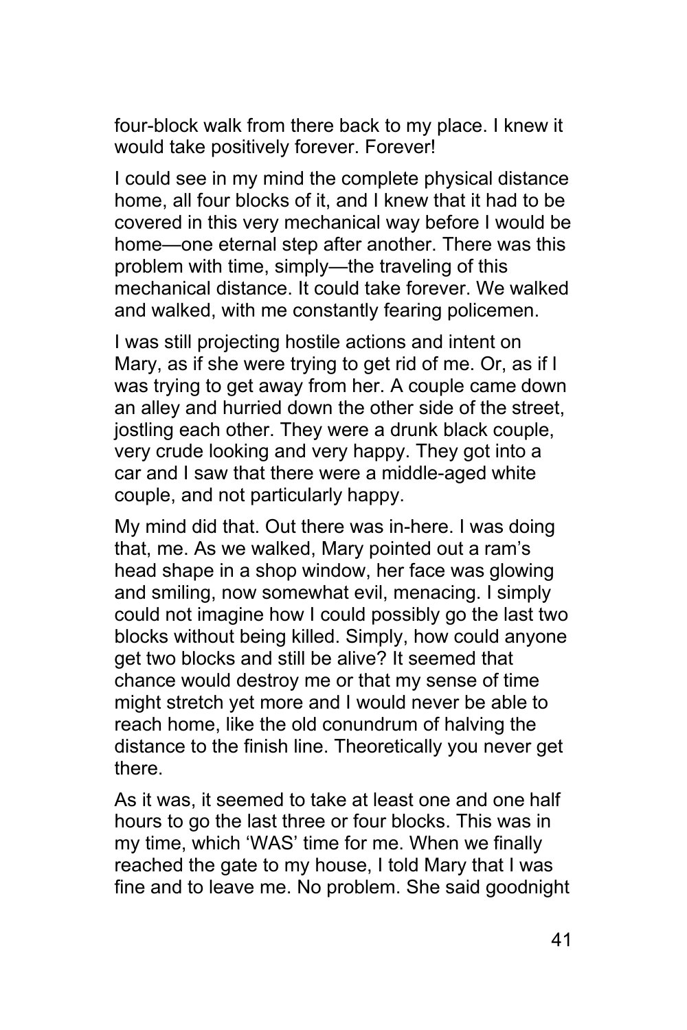four-block walk from there back to my place. I knew it would take positively forever. Forever!

I could see in my mind the complete physical distance home, all four blocks of it, and I knew that it had to be covered in this very mechanical way before I would be home—one eternal step after another. There was this problem with time, simply—the traveling of this mechanical distance. It could take forever. We walked and walked, with me constantly fearing policemen.

I was still projecting hostile actions and intent on Mary, as if she were trying to get rid of me. Or, as if I was trying to get away from her. A couple came down an alley and hurried down the other side of the street, jostling each other. They were a drunk black couple, very crude looking and very happy. They got into a car and I saw that there were a middle-aged white couple, and not particularly happy.

My mind did that. Out there was in-here. I was doing that, me. As we walked, Mary pointed out a ram's head shape in a shop window, her face was glowing and smiling, now somewhat evil, menacing. I simply could not imagine how I could possibly go the last two blocks without being killed. Simply, how could anyone get two blocks and still be alive? It seemed that chance would destroy me or that my sense of time might stretch yet more and I would never be able to reach home, like the old conundrum of halving the distance to the finish line. Theoretically you never get there.

As it was, it seemed to take at least one and one half hours to go the last three or four blocks. This was in my time, which 'WAS' time for me. When we finally reached the gate to my house, I told Mary that I was fine and to leave me. No problem. She said goodnight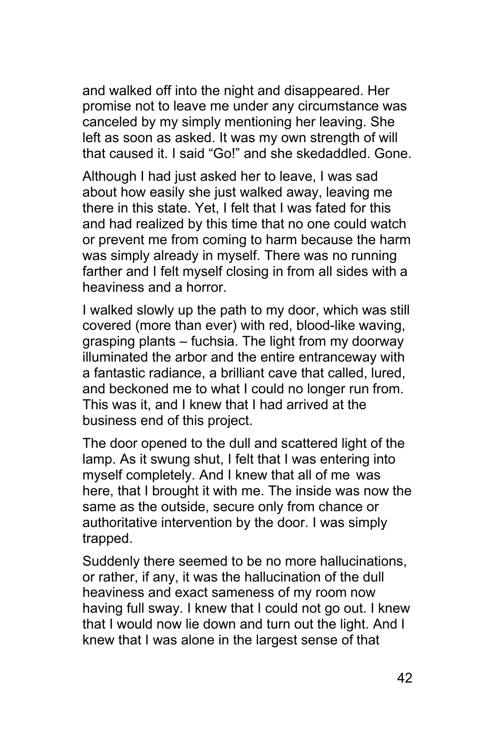and walked off into the night and disappeared. Her promise not to leave me under any circumstance was canceled by my simply mentioning her leaving. She left as soon as asked. It was my own strength of will that caused it. I said "Go!" and she skedaddled. Gone.

Although I had just asked her to leave, I was sad about how easily she just walked away, leaving me there in this state. Yet, I felt that I was fated for this and had realized by this time that no one could watch or prevent me from coming to harm because the harm was simply already in myself. There was no running farther and I felt myself closing in from all sides with a heaviness and a horror.

I walked slowly up the path to my door, which was still covered (more than ever) with red, blood-like waving, grasping plants – fuchsia. The light from my doorway illuminated the arbor and the entire entranceway with a fantastic radiance, a brilliant cave that called, lured, and beckoned me to what I could no longer run from. This was it, and I knew that I had arrived at the business end of this project.

The door opened to the dull and scattered light of the lamp. As it swung shut, I felt that I was entering into myself completely. And I knew that all of me was here, that I brought it with me. The inside was now the same as the outside, secure only from chance or authoritative intervention by the door. I was simply trapped.

Suddenly there seemed to be no more hallucinations, or rather, if any, it was the hallucination of the dull heaviness and exact sameness of my room now having full sway. I knew that I could not go out. I knew that I would now lie down and turn out the light. And I knew that I was alone in the largest sense of that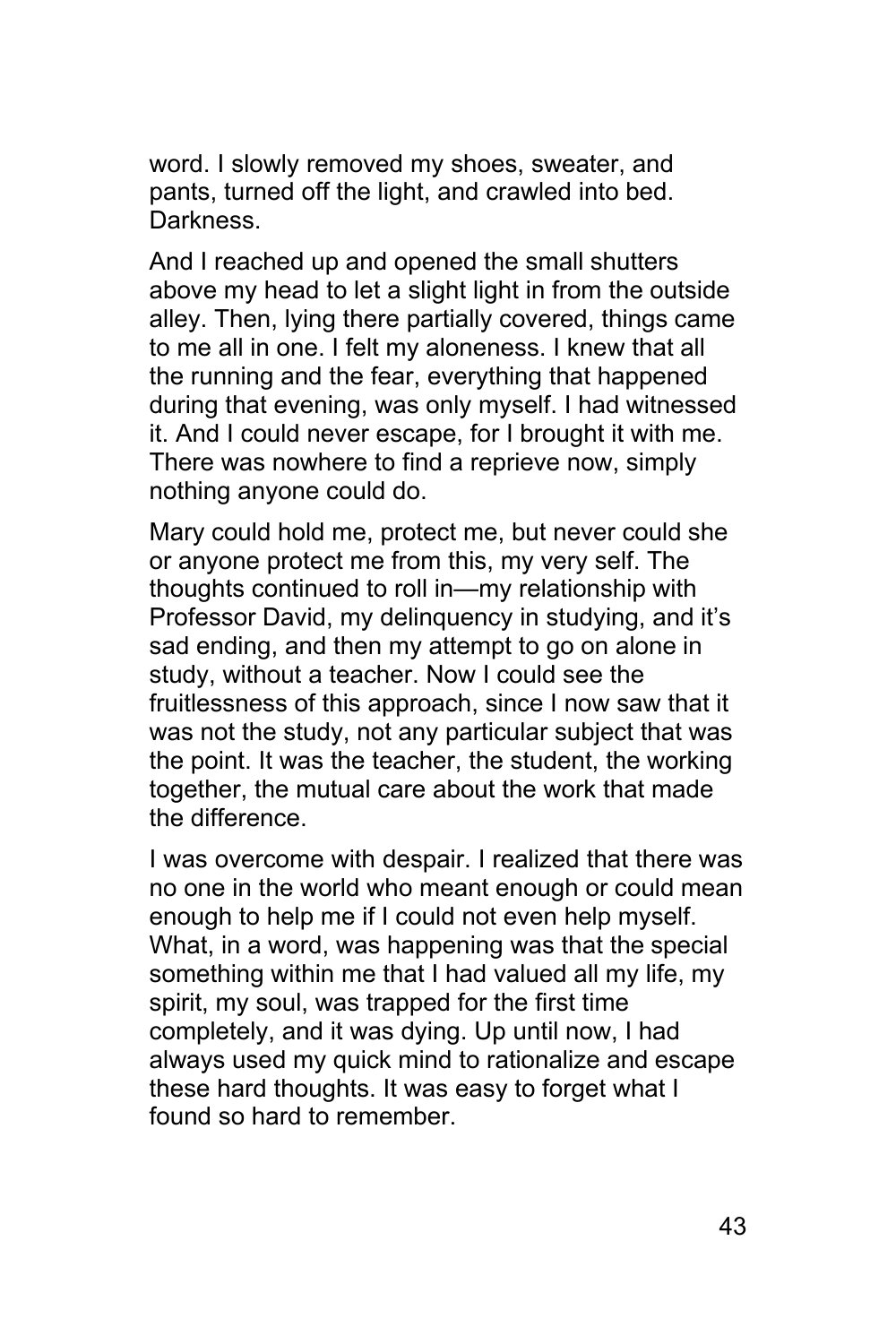word. I slowly removed my shoes, sweater, and pants, turned off the light, and crawled into bed. Darkness.

And I reached up and opened the small shutters above my head to let a slight light in from the outside alley. Then, lying there partially covered, things came to me all in one. I felt my aloneness. I knew that all the running and the fear, everything that happened during that evening, was only myself. I had witnessed it. And I could never escape, for I brought it with me. There was nowhere to find a reprieve now, simply nothing anyone could do.

Mary could hold me, protect me, but never could she or anyone protect me from this, my very self. The thoughts continued to roll in—my relationship with Professor David, my delinquency in studying, and it's sad ending, and then my attempt to go on alone in study, without a teacher. Now I could see the fruitlessness of this approach, since I now saw that it was not the study, not any particular subject that was the point. It was the teacher, the student, the working together, the mutual care about the work that made the difference.

I was overcome with despair. I realized that there was no one in the world who meant enough or could mean enough to help me if I could not even help myself. What, in a word, was happening was that the special something within me that I had valued all my life, my spirit, my soul, was trapped for the first time completely, and it was dying. Up until now, I had always used my quick mind to rationalize and escape these hard thoughts. It was easy to forget what I found so hard to remember.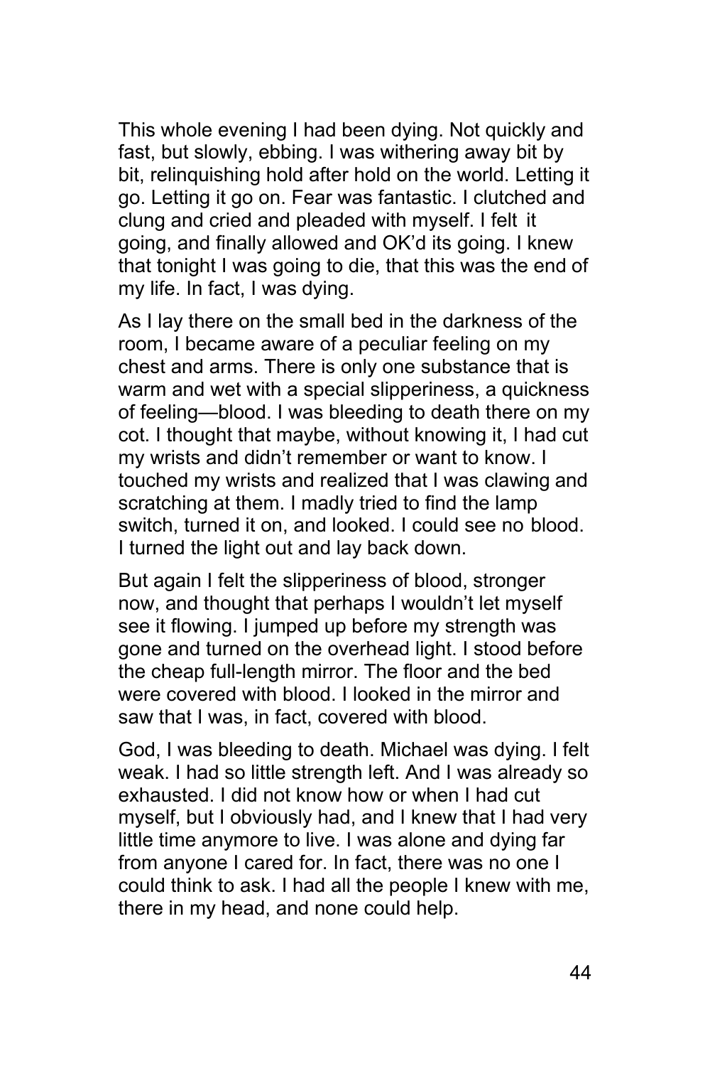This whole evening I had been dying. Not quickly and fast, but slowly, ebbing. I was withering away bit by bit, relinquishing hold after hold on the world. Letting it go. Letting it go on. Fear was fantastic. I clutched and clung and cried and pleaded with myself. I felt it going, and finally allowed and OK'd its going. I knew that tonight I was going to die, that this was the end of my life. In fact, I was dying.

As I lay there on the small bed in the darkness of the room, I became aware of a peculiar feeling on my chest and arms. There is only one substance that is warm and wet with a special slipperiness, a quickness of feeling—blood. I was bleeding to death there on my cot. I thought that maybe, without knowing it, I had cut my wrists and didn't remember or want to know. I touched my wrists and realized that I was clawing and scratching at them. I madly tried to find the lamp switch, turned it on, and looked. I could see no blood. I turned the light out and lay back down.

But again I felt the slipperiness of blood, stronger now, and thought that perhaps I wouldn't let myself see it flowing. I jumped up before my strength was gone and turned on the overhead light. I stood before the cheap full-length mirror. The floor and the bed were covered with blood. I looked in the mirror and saw that I was, in fact, covered with blood.

God, I was bleeding to death. Michael was dying. I felt weak. I had so little strength left. And I was already so exhausted. I did not know how or when I had cut myself, but I obviously had, and I knew that I had very little time anymore to live. I was alone and dying far from anyone I cared for. In fact, there was no one I could think to ask. I had all the people I knew with me, there in my head, and none could help.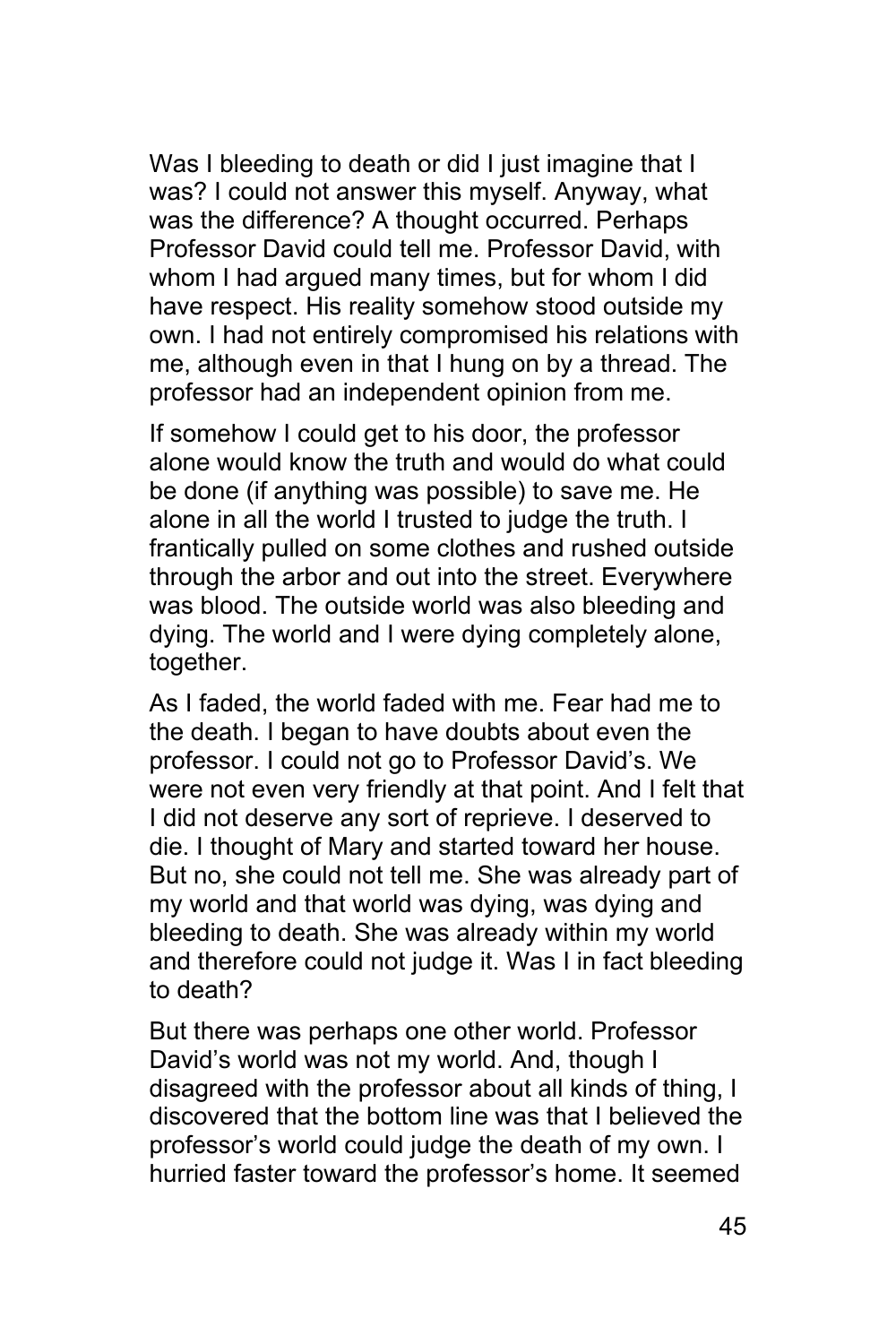Was I bleeding to death or did I just imagine that I was? I could not answer this myself. Anyway, what was the difference? A thought occurred. Perhaps Professor David could tell me. Professor David, with whom I had argued many times, but for whom I did have respect. His reality somehow stood outside my own. I had not entirely compromised his relations with me, although even in that I hung on by a thread. The professor had an independent opinion from me.

If somehow I could get to his door, the professor alone would know the truth and would do what could be done (if anything was possible) to save me. He alone in all the world I trusted to judge the truth. I frantically pulled on some clothes and rushed outside through the arbor and out into the street. Everywhere was blood. The outside world was also bleeding and dying. The world and I were dying completely alone, together.

As I faded, the world faded with me. Fear had me to the death. I began to have doubts about even the professor. I could not go to Professor David's. We were not even very friendly at that point. And I felt that I did not deserve any sort of reprieve. I deserved to die. I thought of Mary and started toward her house. But no, she could not tell me. She was already part of my world and that world was dying, was dying and bleeding to death. She was already within my world and therefore could not judge it. Was I in fact bleeding to death?

But there was perhaps one other world. Professor David's world was not my world. And, though I disagreed with the professor about all kinds of thing, I discovered that the bottom line was that I believed the professor's world could judge the death of my own. I hurried faster toward the professor's home. It seemed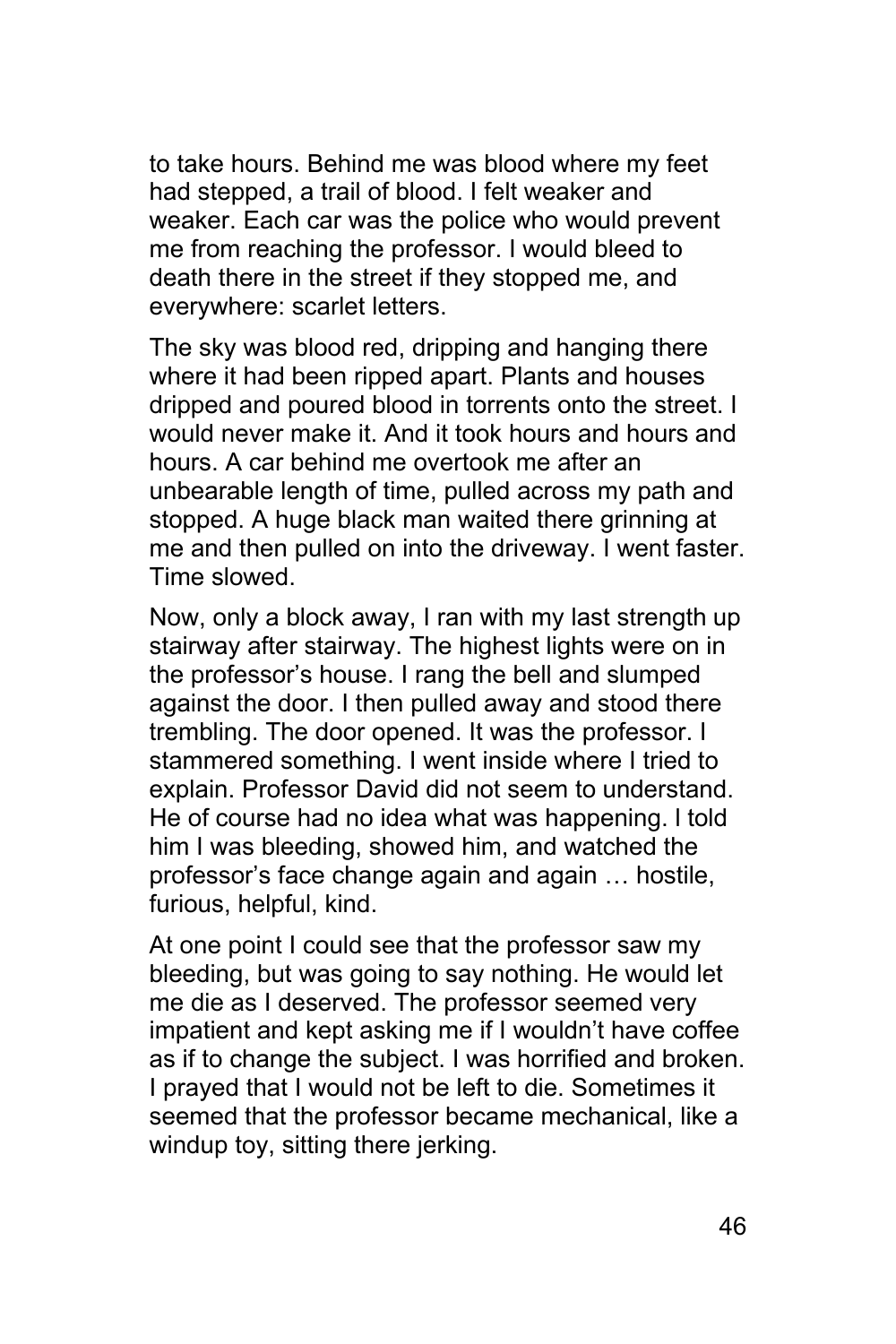to take hours. Behind me was blood where my feet had stepped, a trail of blood. I felt weaker and weaker. Each car was the police who would prevent me from reaching the professor. I would bleed to death there in the street if they stopped me, and everywhere: scarlet letters.

The sky was blood red, dripping and hanging there where it had been ripped apart. Plants and houses dripped and poured blood in torrents onto the street. I would never make it. And it took hours and hours and hours. A car behind me overtook me after an unbearable length of time, pulled across my path and stopped. A huge black man waited there grinning at me and then pulled on into the driveway. I went faster. Time slowed.

Now, only a block away, I ran with my last strength up stairway after stairway. The highest lights were on in the professor's house. I rang the bell and slumped against the door. I then pulled away and stood there trembling. The door opened. It was the professor. I stammered something. I went inside where I tried to explain. Professor David did not seem to understand. He of course had no idea what was happening. I told him I was bleeding, showed him, and watched the professor's face change again and again … hostile, furious, helpful, kind.

At one point I could see that the professor saw my bleeding, but was going to say nothing. He would let me die as I deserved. The professor seemed very impatient and kept asking me if I wouldn't have coffee as if to change the subject. I was horrified and broken. I prayed that I would not be left to die. Sometimes it seemed that the professor became mechanical, like a windup toy, sitting there jerking.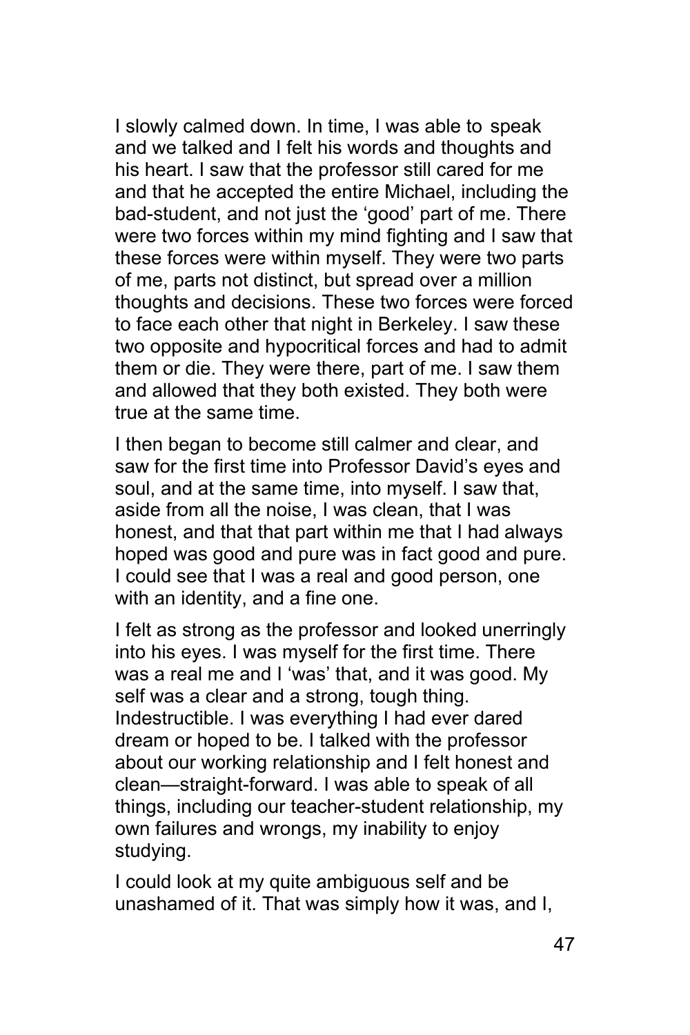I slowly calmed down. In time, I was able to speak and we talked and I felt his words and thoughts and his heart. I saw that the professor still cared for me and that he accepted the entire Michael, including the bad-student, and not just the 'good' part of me. There were two forces within my mind fighting and I saw that these forces were within myself. They were two parts of me, parts not distinct, but spread over a million thoughts and decisions. These two forces were forced to face each other that night in Berkeley. I saw these two opposite and hypocritical forces and had to admit them or die. They were there, part of me. I saw them and allowed that they both existed. They both were true at the same time.

I then began to become still calmer and clear, and saw for the first time into Professor David's eyes and soul, and at the same time, into myself. I saw that, aside from all the noise, I was clean, that I was honest, and that that part within me that I had always hoped was good and pure was in fact good and pure. I could see that I was a real and good person, one with an identity, and a fine one.

I felt as strong as the professor and looked unerringly into his eyes. I was myself for the first time. There was a real me and I 'was' that, and it was good. My self was a clear and a strong, tough thing. Indestructible. I was everything I had ever dared dream or hoped to be. I talked with the professor about our working relationship and I felt honest and clean—straight-forward. I was able to speak of all things, including our teacher-student relationship, my own failures and wrongs, my inability to enjoy studying.

I could look at my quite ambiguous self and be unashamed of it. That was simply how it was, and I,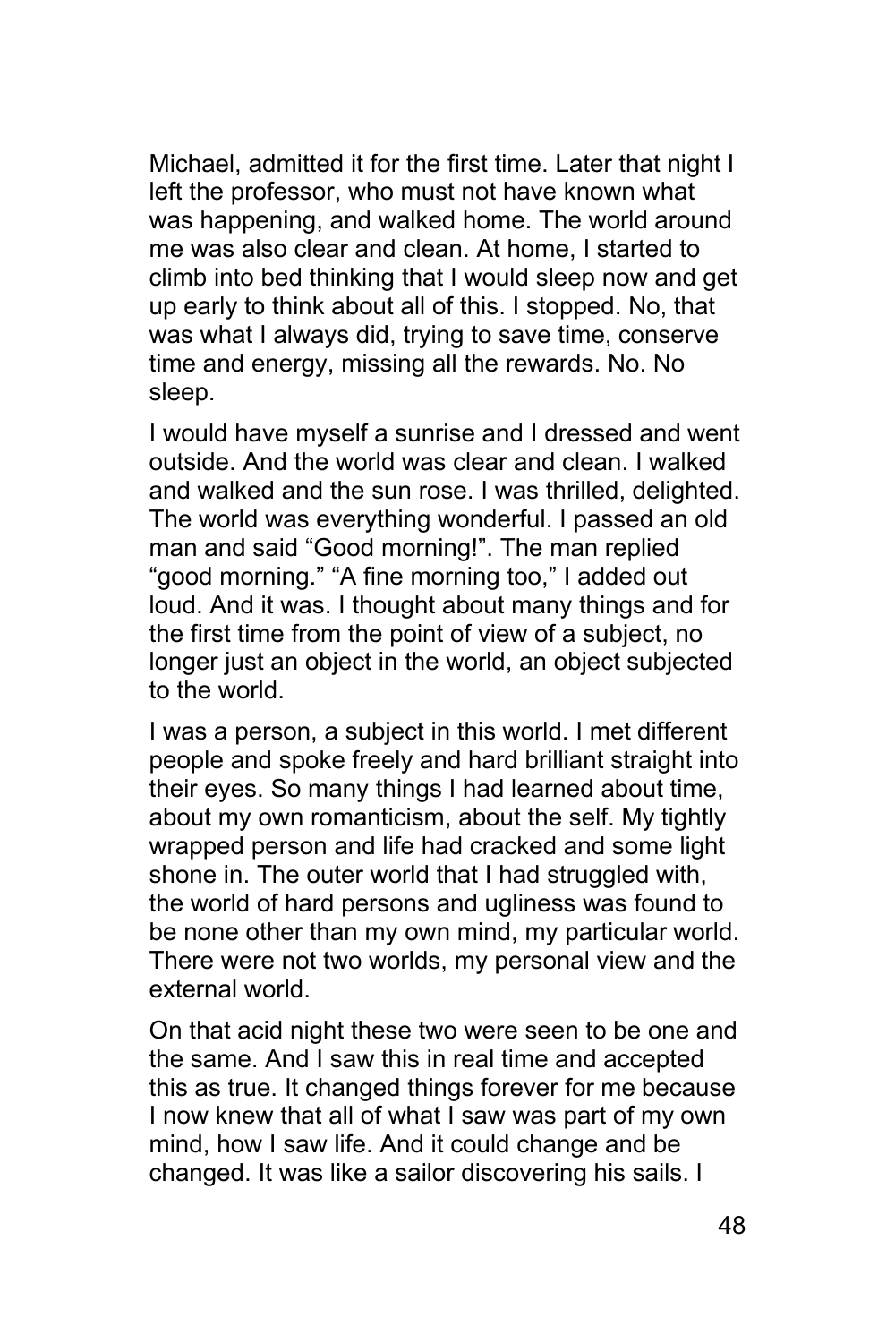Michael, admitted it for the first time. Later that night I left the professor, who must not have known what was happening, and walked home. The world around me was also clear and clean. At home, I started to climb into bed thinking that I would sleep now and get up early to think about all of this. I stopped. No, that was what I always did, trying to save time, conserve time and energy, missing all the rewards. No. No sleep.

I would have myself a sunrise and I dressed and went outside. And the world was clear and clean. I walked and walked and the sun rose. I was thrilled, delighted. The world was everything wonderful. I passed an old man and said "Good morning!". The man replied "good morning." "A fine morning too," I added out loud. And it was. I thought about many things and for the first time from the point of view of a subject, no longer just an object in the world, an object subjected to the world.

I was a person, a subject in this world. I met different people and spoke freely and hard brilliant straight into their eyes. So many things I had learned about time, about my own romanticism, about the self. My tightly wrapped person and life had cracked and some light shone in. The outer world that I had struggled with, the world of hard persons and ugliness was found to be none other than my own mind, my particular world. There were not two worlds, my personal view and the external world.

On that acid night these two were seen to be one and the same. And I saw this in real time and accepted this as true. It changed things forever for me because I now knew that all of what I saw was part of my own mind, how I saw life. And it could change and be changed. It was like a sailor discovering his sails. I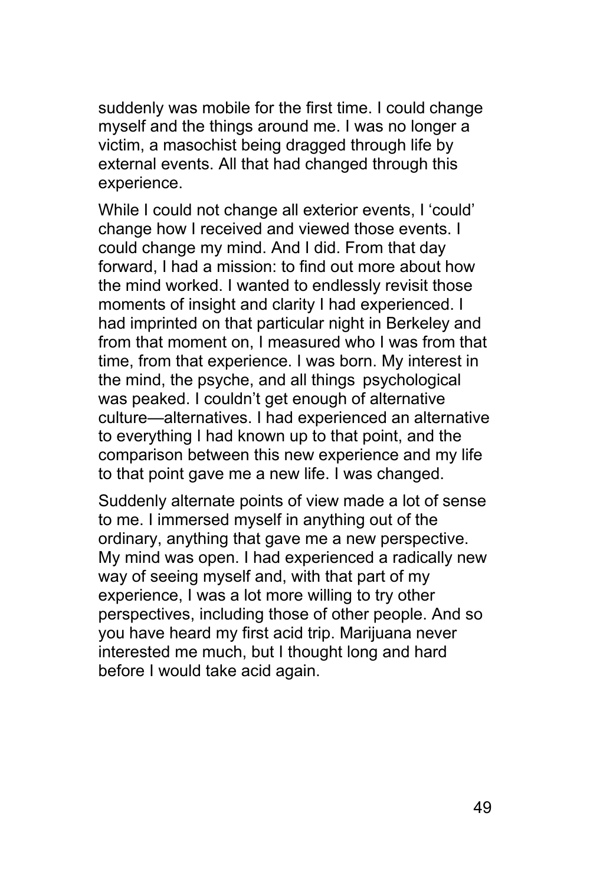suddenly was mobile for the first time. I could change myself and the things around me. I was no longer a victim, a masochist being dragged through life by external events. All that had changed through this experience.

While I could not change all exterior events, I 'could' change how I received and viewed those events. I could change my mind. And I did. From that day forward, I had a mission: to find out more about how the mind worked. I wanted to endlessly revisit those moments of insight and clarity I had experienced. I had imprinted on that particular night in Berkeley and from that moment on, I measured who I was from that time, from that experience. I was born. My interest in the mind, the psyche, and all things psychological was peaked. I couldn't get enough of alternative culture—alternatives. I had experienced an alternative to everything I had known up to that point, and the comparison between this new experience and my life to that point gave me a new life. I was changed.

Suddenly alternate points of view made a lot of sense to me. I immersed myself in anything out of the ordinary, anything that gave me a new perspective. My mind was open. I had experienced a radically new way of seeing myself and, with that part of my experience, I was a lot more willing to try other perspectives, including those of other people. And so you have heard my first acid trip. Marijuana never interested me much, but I thought long and hard before I would take acid again.